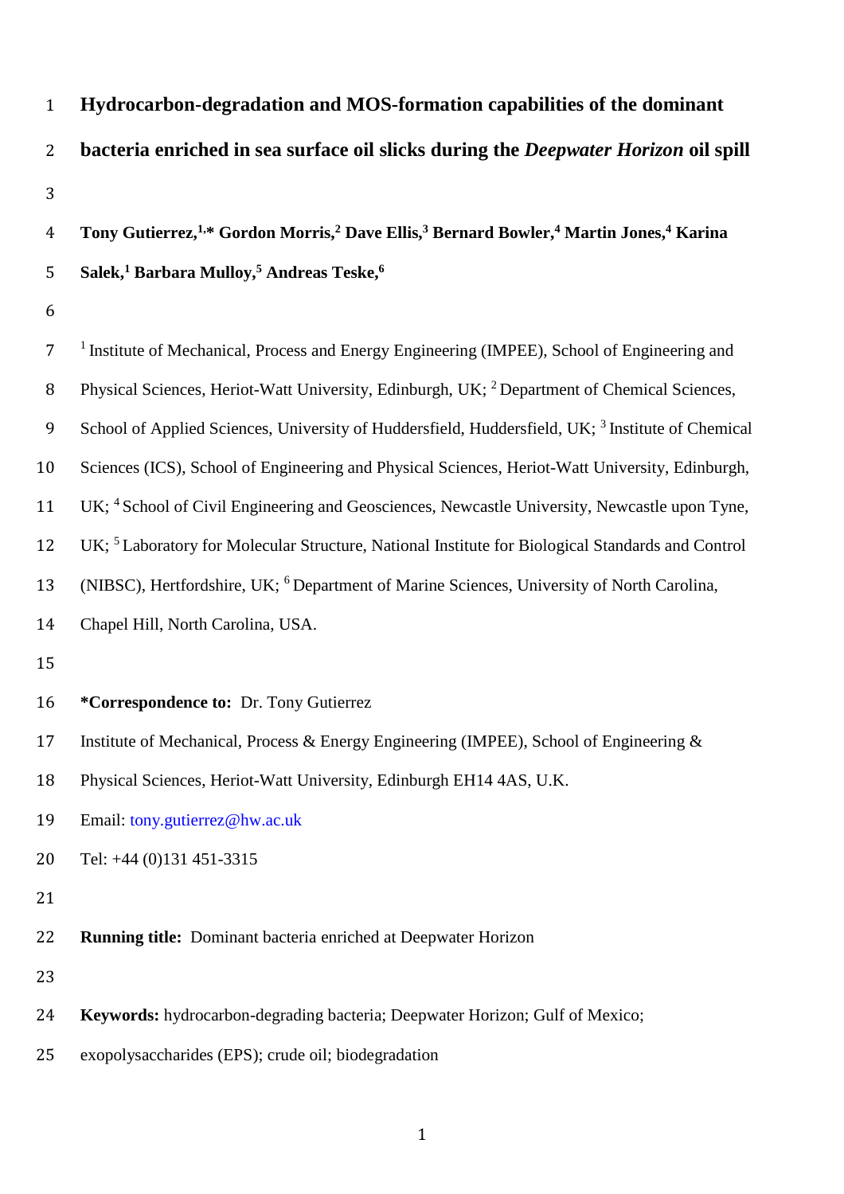# Hydrocarbon-degradation and MOS-formation capabilities of the dominant bacteria enriched in sea surface oil slicks during the *Deepwater Horizon* oil spill

**Tony Gutierrez,[1,*] Gordon Morris,[2] Dave Ellis,[3] Bernard Bowler,[4] Martin Jones,[4] Karina Salek,[1] Barbara Mulloy,[5] Andreas Teske,[6]**

[1] Institute of Mechanical, Process and Energy Engineering (IMPEE), School of Engineering and Physical Sciences, Heriot-Watt University, Edinburgh, UK; [2] Department of Chemical Sciences, School of Applied Sciences, University of Huddersfield, Huddersfield, UK; [3] Institute of Chemical Sciences (ICS), School of Engineering and Physical Sciences, Heriot-Watt University, Edinburgh, UK; [4] School of Civil Engineering and Geosciences, Newcastle University, Newcastle upon Tyne, UK; [5] Laboratory for Molecular Structure, National Institute for Biological Standards and Control (NIBSC), Hertfordshire, UK; [6] Department of Marine Sciences, University of North Carolina, Chapel Hill, North Carolina, USA.

***Correspondence to:** Dr. Tony Gutierrez

Institute of Mechanical, Process & Energy Engineering (IMPEE), School of Engineering & Physical Sciences, Heriot-Watt University, Edinburgh EH14 4AS, U.K.

Email: tony.gutierrez@hw.ac.uk

Tel: +44 (0)131 451-3315

**Running title:** Dominant bacteria enriched at Deepwater Horizon

**Keywords:** hydrocarbon-degrading bacteria; Deepwater Horizon; Gulf of Mexico; exopolysaccharides (EPS); crude oil; biodegradation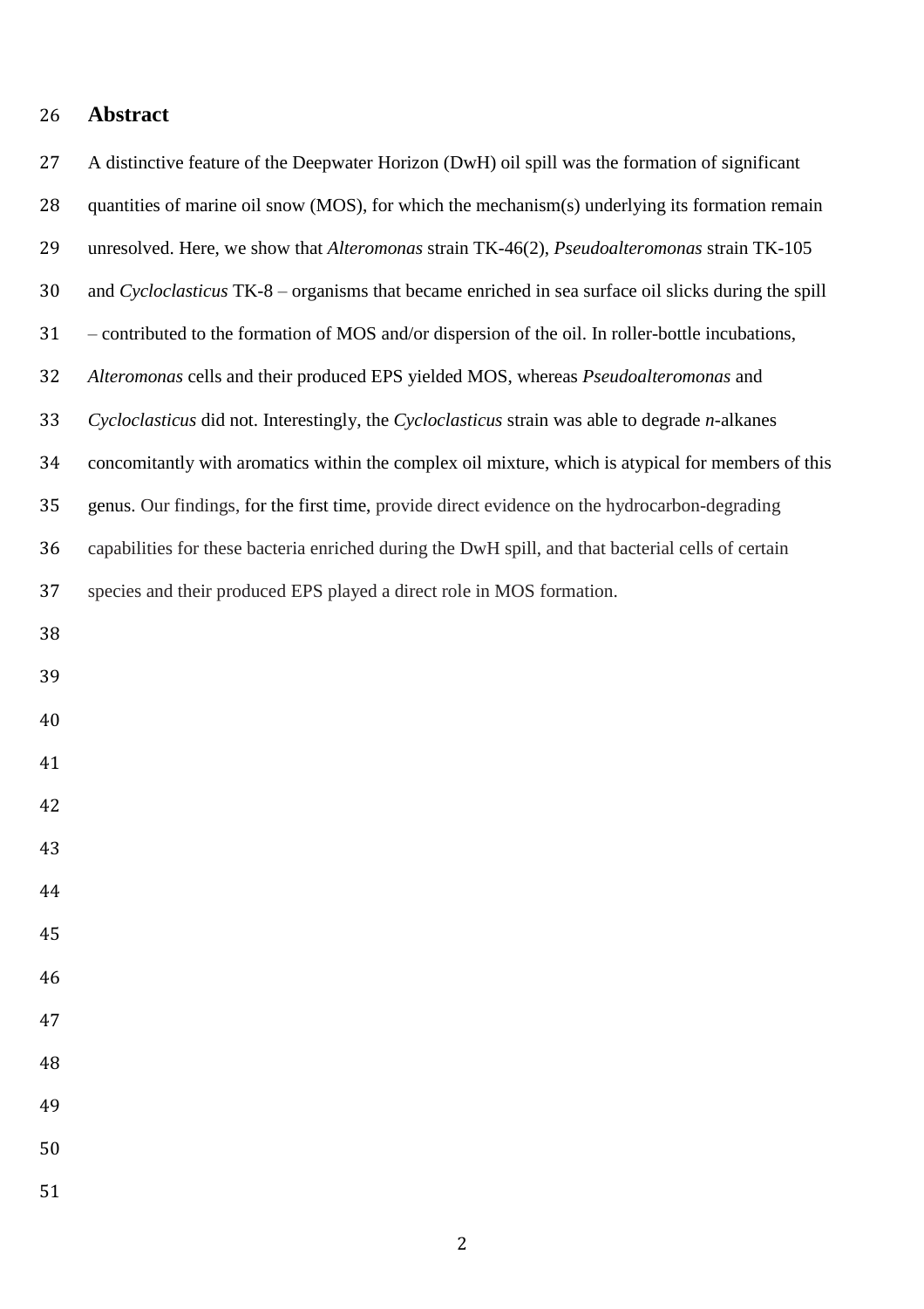## Abstract

A distinctive feature of the Deepwater Horizon (DwH) oil spill was the formation of significant quantities of marine oil snow (MOS), for which the mechanism(s) underlying its formation remain unresolved. Here, we show that *Alteromonas* strain TK-46(2), *Pseudoalteromonas* strain TK-105 and *Cycloclasticus* TK-8 – organisms that became enriched in sea surface oil slicks during the spill – contributed to the formation of MOS and/or dispersion of the oil. In roller-bottle incubations, *Alteromonas* cells and their produced EPS yielded MOS, whereas *Pseudoalteromonas* and *Cycloclasticus* did not. Interestingly, the *Cycloclasticus* strain was able to degrade *n*-alkanes concomitantly with aromatics within the complex oil mixture, which is atypical for members of this genus. Our findings, for the first time, provide direct evidence on the hydrocarbon-degrading capabilities for these bacteria enriched during the DwH spill, and that bacterial cells of certain species and their produced EPS played a direct role in MOS formation.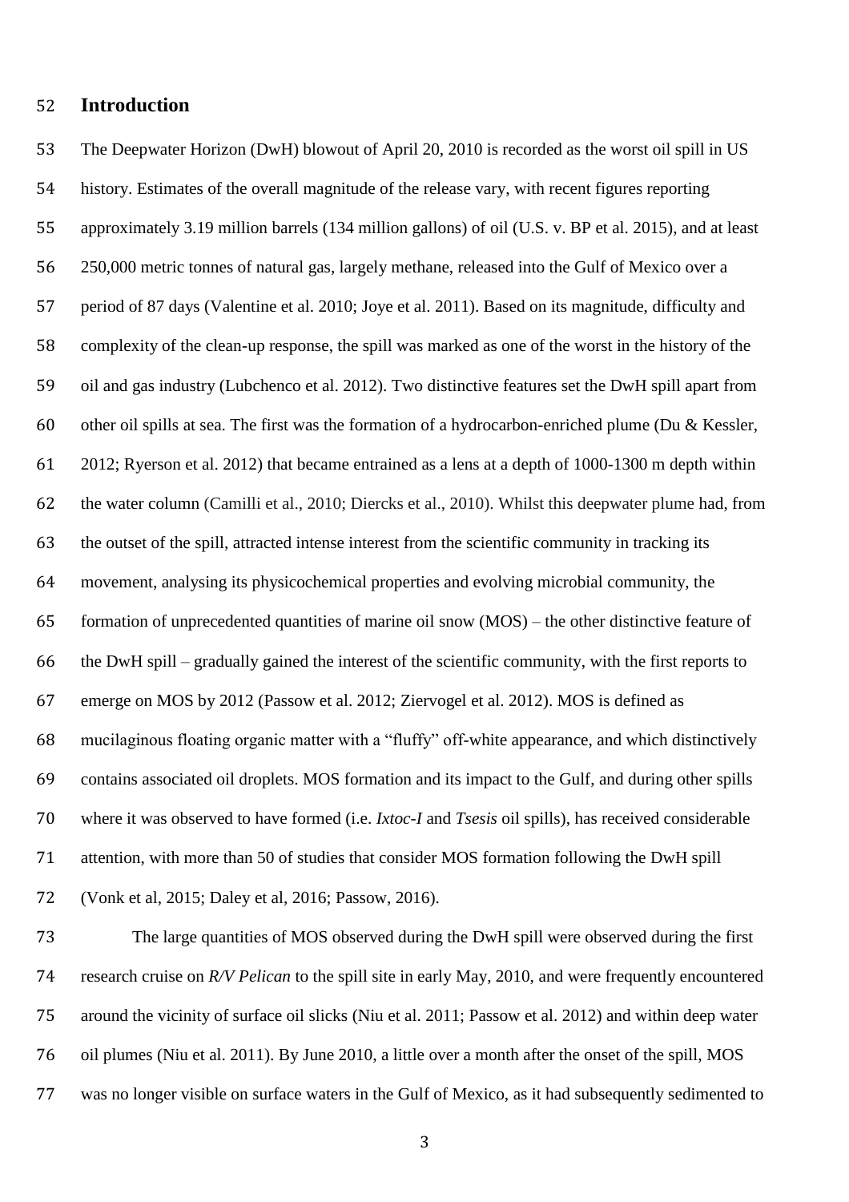## Introduction

The Deepwater Horizon (DwH) blowout of April 20, 2010 is recorded as the worst oil spill in US history. Estimates of the overall magnitude of the release vary, with recent figures reporting approximately 3.19 million barrels (134 million gallons) of oil (U.S. v. BP et al. 2015), and at least 250,000 metric tonnes of natural gas, largely methane, released into the Gulf of Mexico over a period of 87 days (Valentine et al. 2010; Joye et al. 2011). Based on its magnitude, difficulty and complexity of the clean-up response, the spill was marked as one of the worst in the history of the oil and gas industry (Lubchenco et al. 2012). Two distinctive features set the DwH spill apart from other oil spills at sea. The first was the formation of a hydrocarbon-enriched plume (Du & Kessler, 2012; Ryerson et al. 2012) that became entrained as a lens at a depth of 1000-1300 m depth within the water column (Camilli et al., 2010; Diercks et al., 2010). Whilst this deepwater plume had, from the outset of the spill, attracted intense interest from the scientific community in tracking its movement, analysing its physicochemical properties and evolving microbial community, the formation of unprecedented quantities of marine oil snow (MOS) – the other distinctive feature of the DwH spill – gradually gained the interest of the scientific community, with the first reports to emerge on MOS by 2012 (Passow et al. 2012; Ziervogel et al. 2012). MOS is defined as mucilaginous floating organic matter with a "fluffy" off-white appearance, and which distinctively contains associated oil droplets. MOS formation and its impact to the Gulf, and during other spills where it was observed to have formed (i.e. *Ixtoc-I* and *Tsesis* oil spills), has received considerable attention, with more than 50 of studies that consider MOS formation following the DwH spill (Vonk et al, 2015; Daley et al, 2016; Passow, 2016).

The large quantities of MOS observed during the DwH spill were observed during the first research cruise on *R/V Pelican* to the spill site in early May, 2010, and were frequently encountered around the vicinity of surface oil slicks (Niu et al. 2011; Passow et al. 2012) and within deep water oil plumes (Niu et al. 2011). By June 2010, a little over a month after the onset of the spill, MOS was no longer visible on surface waters in the Gulf of Mexico, as it had subsequently sedimented to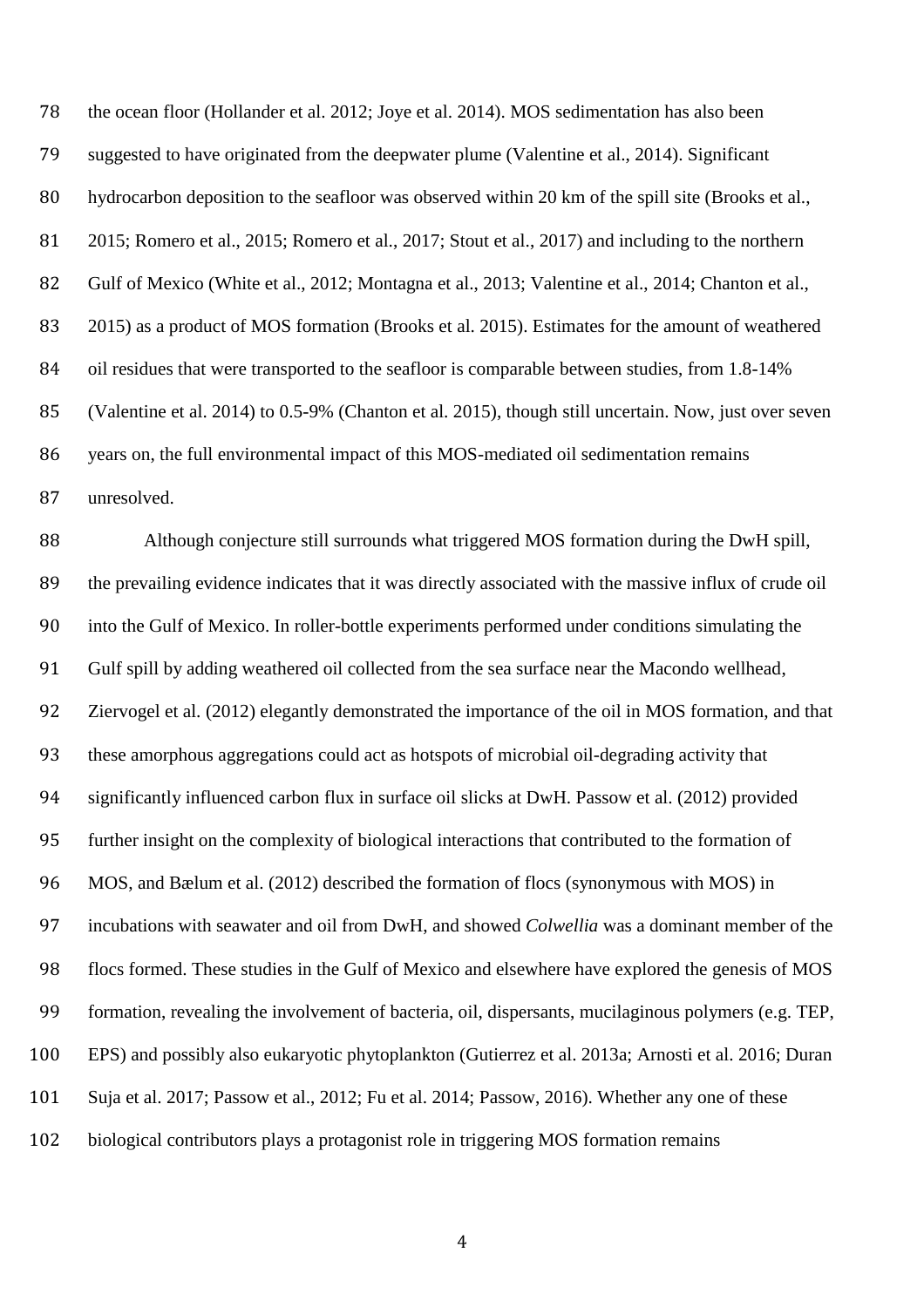the ocean floor (Hollander et al. 2012; Joye et al. 2014). MOS sedimentation has also been suggested to have originated from the deepwater plume (Valentine et al., 2014). Significant hydrocarbon deposition to the seafloor was observed within 20 km of the spill site (Brooks et al., 2015; Romero et al., 2015; Romero et al., 2017; Stout et al., 2017) and including to the northern Gulf of Mexico (White et al., 2012; Montagna et al., 2013; Valentine et al., 2014; Chanton et al., 2015) as a product of MOS formation (Brooks et al. 2015). Estimates for the amount of weathered oil residues that were transported to the seafloor is comparable between studies, from 1.8-14% (Valentine et al. 2014) to 0.5-9% (Chanton et al. 2015), though still uncertain. Now, just over seven years on, the full environmental impact of this MOS-mediated oil sedimentation remains unresolved.

Although conjecture still surrounds what triggered MOS formation during the DwH spill, the prevailing evidence indicates that it was directly associated with the massive influx of crude oil into the Gulf of Mexico. In roller-bottle experiments performed under conditions simulating the Gulf spill by adding weathered oil collected from the sea surface near the Macondo wellhead, Ziervogel et al. (2012) elegantly demonstrated the importance of the oil in MOS formation, and that these amorphous aggregations could act as hotspots of microbial oil-degrading activity that significantly influenced carbon flux in surface oil slicks at DwH. Passow et al. (2012) provided further insight on the complexity of biological interactions that contributed to the formation of MOS, and Bælum et al. (2012) described the formation of flocs (synonymous with MOS) in incubations with seawater and oil from DwH, and showed *Colwellia* was a dominant member of the flocs formed. These studies in the Gulf of Mexico and elsewhere have explored the genesis of MOS formation, revealing the involvement of bacteria, oil, dispersants, mucilaginous polymers (e.g. TEP, EPS) and possibly also eukaryotic phytoplankton (Gutierrez et al. 2013a; Arnosti et al. 2016; Duran Suja et al. 2017; Passow et al., 2012; Fu et al. 2014; Passow, 2016). Whether any one of these biological contributors plays a protagonist role in triggering MOS formation remains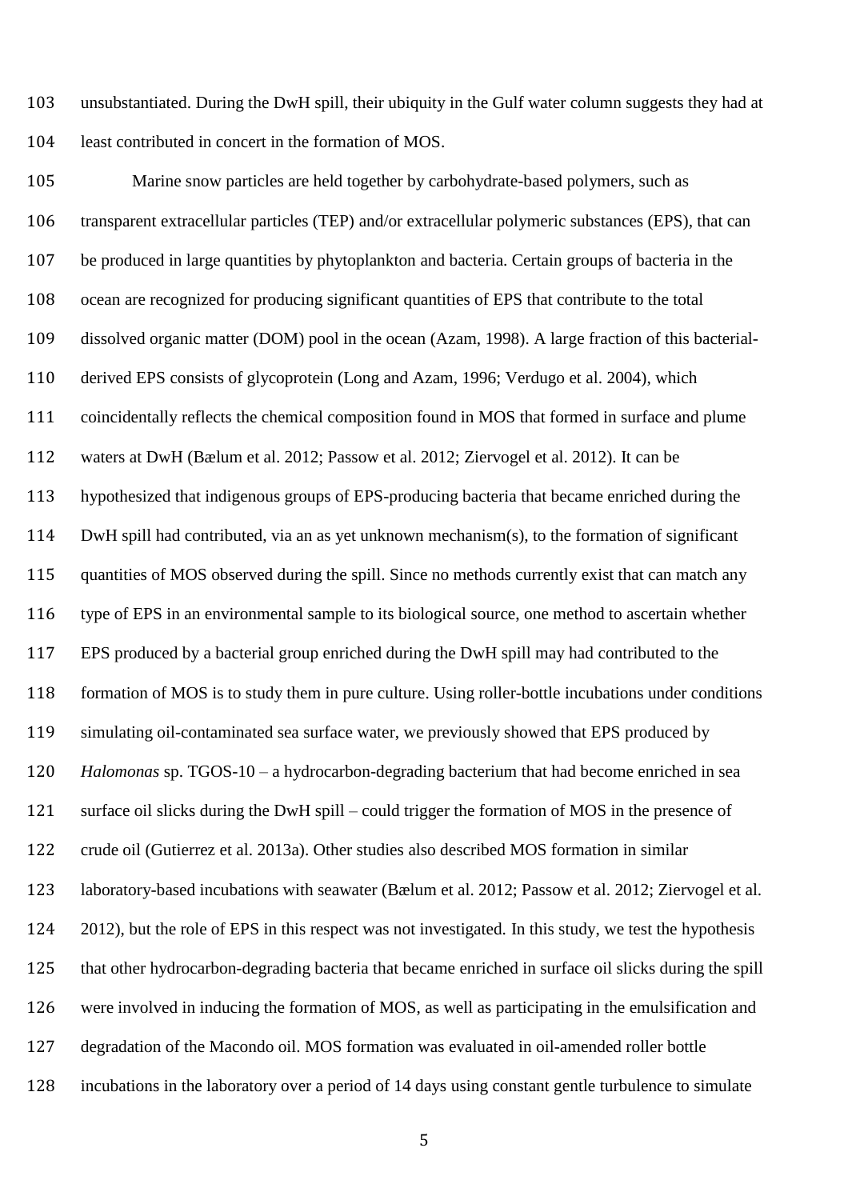unsubstantiated. During the DwH spill, their ubiquity in the Gulf water column suggests they had at least contributed in concert in the formation of MOS.

Marine snow particles are held together by carbohydrate-based polymers, such as transparent extracellular particles (TEP) and/or extracellular polymeric substances (EPS), that can be produced in large quantities by phytoplankton and bacteria. Certain groups of bacteria in the ocean are recognized for producing significant quantities of EPS that contribute to the total dissolved organic matter (DOM) pool in the ocean (Azam, 1998). A large fraction of this bacterial-derived EPS consists of glycoprotein (Long and Azam, 1996; Verdugo et al. 2004), which coincidentally reflects the chemical composition found in MOS that formed in surface and plume waters at DwH (Bælum et al. 2012; Passow et al. 2012; Ziervogel et al. 2012). It can be hypothesized that indigenous groups of EPS-producing bacteria that became enriched during the DwH spill had contributed, via an as yet unknown mechanism(s), to the formation of significant quantities of MOS observed during the spill. Since no methods currently exist that can match any type of EPS in an environmental sample to its biological source, one method to ascertain whether EPS produced by a bacterial group enriched during the DwH spill may had contributed to the formation of MOS is to study them in pure culture. Using roller-bottle incubations under conditions simulating oil-contaminated sea surface water, we previously showed that EPS produced by *Halomonas* sp. TGOS-10 – a hydrocarbon-degrading bacterium that had become enriched in sea surface oil slicks during the DwH spill – could trigger the formation of MOS in the presence of crude oil (Gutierrez et al. 2013a). Other studies also described MOS formation in similar laboratory-based incubations with seawater (Bælum et al. 2012; Passow et al. 2012; Ziervogel et al. 2012), but the role of EPS in this respect was not investigated. In this study, we test the hypothesis that other hydrocarbon-degrading bacteria that became enriched in surface oil slicks during the spill were involved in inducing the formation of MOS, as well as participating in the emulsification and degradation of the Macondo oil. MOS formation was evaluated in oil-amended roller bottle incubations in the laboratory over a period of 14 days using constant gentle turbulence to simulate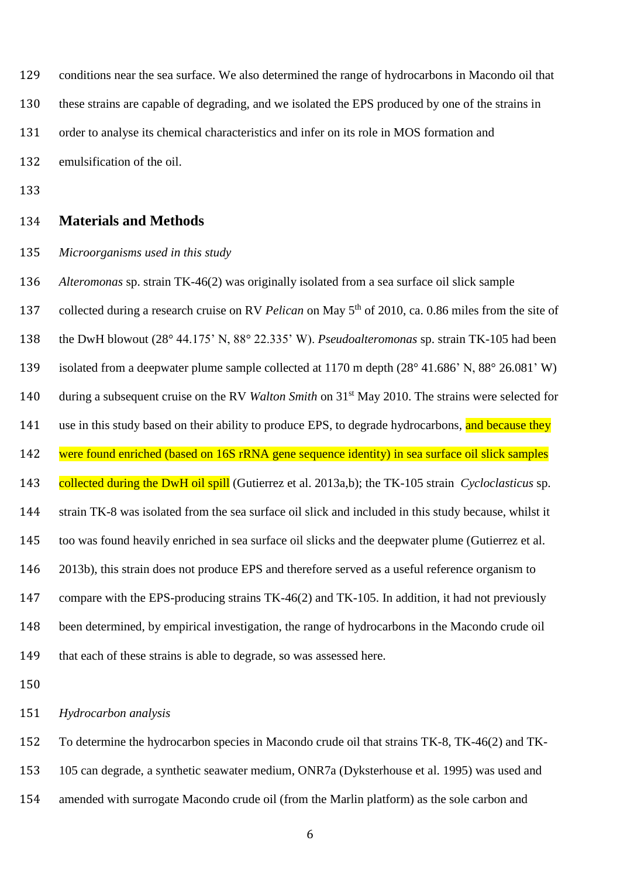conditions near the sea surface. We also determined the range of hydrocarbons in Macondo oil that these strains are capable of degrading, and we isolated the EPS produced by one of the strains in order to analyse its chemical characteristics and infer on its role in MOS formation and emulsification of the oil.

## Materials and Methods

*Microorganisms used in this study*

*Alteromonas* sp. strain TK-46(2) was originally isolated from a sea surface oil slick sample collected during a research cruise on RV *Pelican* on May 5th of 2010, ca. 0.86 miles from the site of the DwH blowout (28° 44.175' N, 88° 22.335' W). *Pseudoalteromonas* sp. strain TK-105 had been isolated from a deepwater plume sample collected at 1170 m depth (28° 41.686' N, 88° 26.081' W) during a subsequent cruise on the RV *Walton Smith* on 31st May 2010. The strains were selected for use in this study based on their ability to produce EPS, to degrade hydrocarbons, and because they were found enriched (based on 16S rRNA gene sequence identity) in sea surface oil slick samples collected during the DwH oil spill (Gutierrez et al. 2013a,b); the TK-105 strain *Cycloclasticus* sp. strain TK-8 was isolated from the sea surface oil slick and included in this study because, whilst it too was found heavily enriched in sea surface oil slicks and the deepwater plume (Gutierrez et al. 2013b), this strain does not produce EPS and therefore served as a useful reference organism to compare with the EPS-producing strains TK-46(2) and TK-105. In addition, it had not previously been determined, by empirical investigation, the range of hydrocarbons in the Macondo crude oil that each of these strains is able to degrade, so was assessed here.

*Hydrocarbon analysis*

To determine the hydrocarbon species in Macondo crude oil that strains TK-8, TK-46(2) and TK-105 can degrade, a synthetic seawater medium, ONR7a (Dyksterhouse et al. 1995) was used and amended with surrogate Macondo crude oil (from the Marlin platform) as the sole carbon and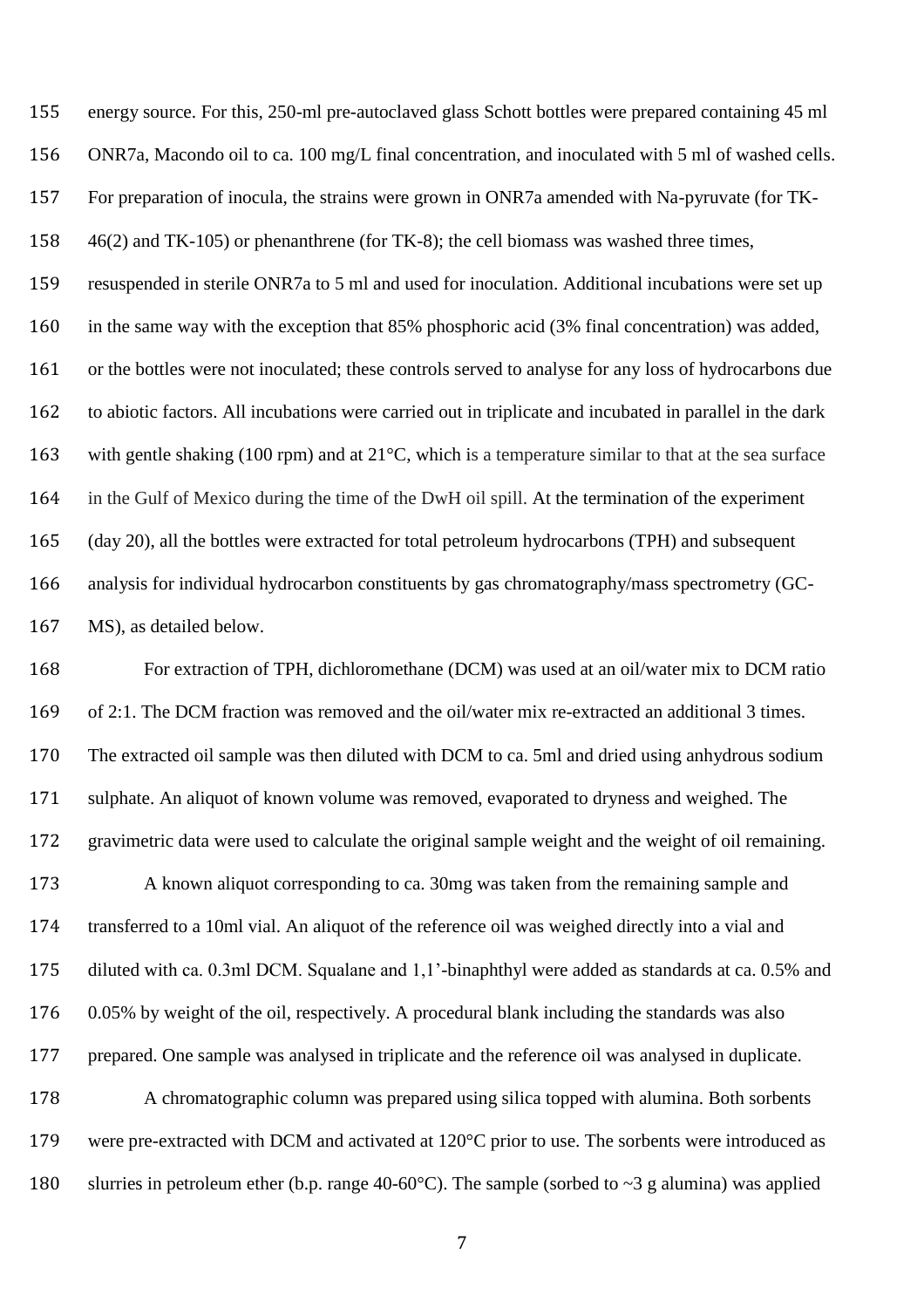energy source. For this, 250-ml pre-autoclaved glass Schott bottles were prepared containing 45 ml ONR7a, Macondo oil to ca. 100 mg/L final concentration, and inoculated with 5 ml of washed cells. For preparation of inocula, the strains were grown in ONR7a amended with Na-pyruvate (for TK-46(2) and TK-105) or phenanthrene (for TK-8); the cell biomass was washed three times, resuspended in sterile ONR7a to 5 ml and used for inoculation. Additional incubations were set up in the same way with the exception that 85% phosphoric acid (3% final concentration) was added, or the bottles were not inoculated; these controls served to analyse for any loss of hydrocarbons due to abiotic factors. All incubations were carried out in triplicate and incubated in parallel in the dark with gentle shaking (100 rpm) and at 21°C, which is a temperature similar to that at the sea surface in the Gulf of Mexico during the time of the DwH oil spill. At the termination of the experiment (day 20), all the bottles were extracted for total petroleum hydrocarbons (TPH) and subsequent analysis for individual hydrocarbon constituents by gas chromatography/mass spectrometry (GC-MS), as detailed below.

For extraction of TPH, dichloromethane (DCM) was used at an oil/water mix to DCM ratio of 2:1. The DCM fraction was removed and the oil/water mix re-extracted an additional 3 times. The extracted oil sample was then diluted with DCM to ca. 5ml and dried using anhydrous sodium sulphate. An aliquot of known volume was removed, evaporated to dryness and weighed. The gravimetric data were used to calculate the original sample weight and the weight of oil remaining.

A known aliquot corresponding to ca. 30mg was taken from the remaining sample and transferred to a 10ml vial. An aliquot of the reference oil was weighed directly into a vial and diluted with ca. 0.3ml DCM. Squalane and 1,1'-binaphthyl were added as standards at ca. 0.5% and 0.05% by weight of the oil, respectively. A procedural blank including the standards was also prepared. One sample was analysed in triplicate and the reference oil was analysed in duplicate.

A chromatographic column was prepared using silica topped with alumina. Both sorbents were pre-extracted with DCM and activated at 120°C prior to use. The sorbents were introduced as slurries in petroleum ether (b.p. range 40-60°C). The sample (sorbed to ~3 g alumina) was applied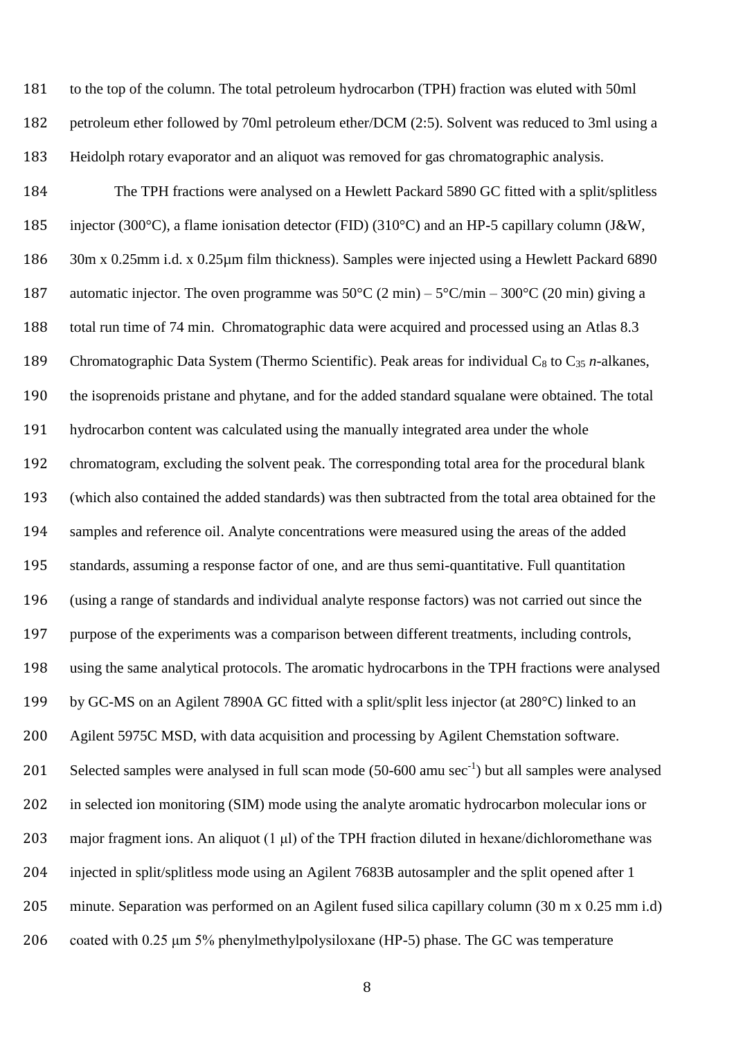to the top of the column. The total petroleum hydrocarbon (TPH) fraction was eluted with 50ml petroleum ether followed by 70ml petroleum ether/DCM (2:5). Solvent was reduced to 3ml using a Heidolph rotary evaporator and an aliquot was removed for gas chromatographic analysis.

The TPH fractions were analysed on a Hewlett Packard 5890 GC fitted with a split/splitless injector (300°C), a flame ionisation detector (FID) (310°C) and an HP-5 capillary column (J&W, 30m x 0.25mm i.d. x 0.25µm film thickness). Samples were injected using a Hewlett Packard 6890 automatic injector. The oven programme was 50°C (2 min) – 5°C/min – 300°C (20 min) giving a total run time of 74 min. Chromatographic data were acquired and processed using an Atlas 8.3 Chromatographic Data System (Thermo Scientific). Peak areas for individual $C_8$ to $C_{35}$ *n*-alkanes, the isoprenoids pristane and phytane, and for the added standard squalane were obtained. The total hydrocarbon content was calculated using the manually integrated area under the whole chromatogram, excluding the solvent peak. The corresponding total area for the procedural blank (which also contained the added standards) was then subtracted from the total area obtained for the samples and reference oil. Analyte concentrations were measured using the areas of the added standards, assuming a response factor of one, and are thus semi-quantitative. Full quantitation (using a range of standards and individual analyte response factors) was not carried out since the purpose of the experiments was a comparison between different treatments, including controls, using the same analytical protocols. The aromatic hydrocarbons in the TPH fractions were analysed by GC-MS on an Agilent 7890A GC fitted with a split/split less injector (at 280°C) linked to an Agilent 5975C MSD, with data acquisition and processing by Agilent Chemstation software. Selected samples were analysed in full scan mode (50-600 amu $sec^{-1}$) but all samples were analysed in selected ion monitoring (SIM) mode using the analyte aromatic hydrocarbon molecular ions or major fragment ions. An aliquot (1 µl) of the TPH fraction diluted in hexane/dichloromethane was injected in split/splitless mode using an Agilent 7683B autosampler and the split opened after 1 minute. Separation was performed on an Agilent fused silica capillary column (30 m x 0.25 mm i.d) coated with 0.25 µm 5% phenylmethylpolysiloxane (HP-5) phase. The GC was temperature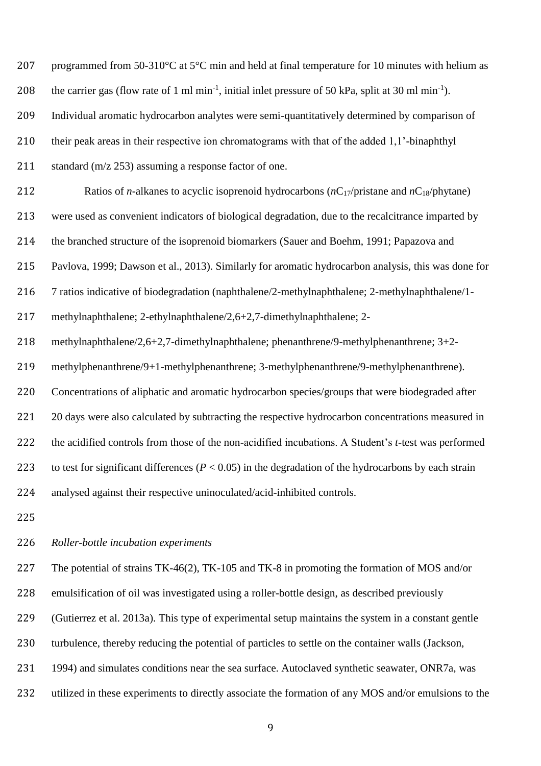programmed from 50-310°C at 5°C min and held at final temperature for 10 minutes with helium as the carrier gas (flow rate of 1 ml min$^{-1}$, initial inlet pressure of 50 kPa, split at 30 ml min$^{-1}$). Individual aromatic hydrocarbon analytes were semi-quantitatively determined by comparison of their peak areas in their respective ion chromatograms with that of the added 1,1'-binaphthyl standard (m/z 253) assuming a response factor of one.

Ratios of *n*-alkanes to acyclic isoprenoid hydrocarbons ($nC_{17}$/pristane and $nC_{18}$/phytane) were used as convenient indicators of biological degradation, due to the recalcitrance imparted by the branched structure of the isoprenoid biomarkers (Sauer and Boehm, 1991; Papazova and Pavlova, 1999; Dawson et al., 2013). Similarly for aromatic hydrocarbon analysis, this was done for 7 ratios indicative of biodegradation (naphthalene/2-methylnaphthalene; 2-methylnaphthalene/1-methylnaphthalene; 2-ethylnaphthalene/2,6+2,7-dimethylnaphthalene; 2-methylnaphthalene/2,6+2,7-dimethylnaphthalene; phenanthrene/9-methylphenanthrene; 3+2-methylphenanthrene/9+1-methylphenanthrene; 3-methylphenanthrene/9-methylphenanthrene). Concentrations of aliphatic and aromatic hydrocarbon species/groups that were biodegraded after 20 days were also calculated by subtracting the respective hydrocarbon concentrations measured in the acidified controls from those of the non-acidified incubations. A Student's *t*-test was performed to test for significant differences ($P < 0.05$) in the degradation of the hydrocarbons by each strain analysed against their respective uninoculated/acid-inhibited controls.

*Roller-bottle incubation experiments*

The potential of strains TK-46(2), TK-105 and TK-8 in promoting the formation of MOS and/or emulsification of oil was investigated using a roller-bottle design, as described previously (Gutierrez et al. 2013a). This type of experimental setup maintains the system in a constant gentle turbulence, thereby reducing the potential of particles to settle on the container walls (Jackson, 1994) and simulates conditions near the sea surface. Autoclaved synthetic seawater, ONR7a, was utilized in these experiments to directly associate the formation of any MOS and/or emulsions to the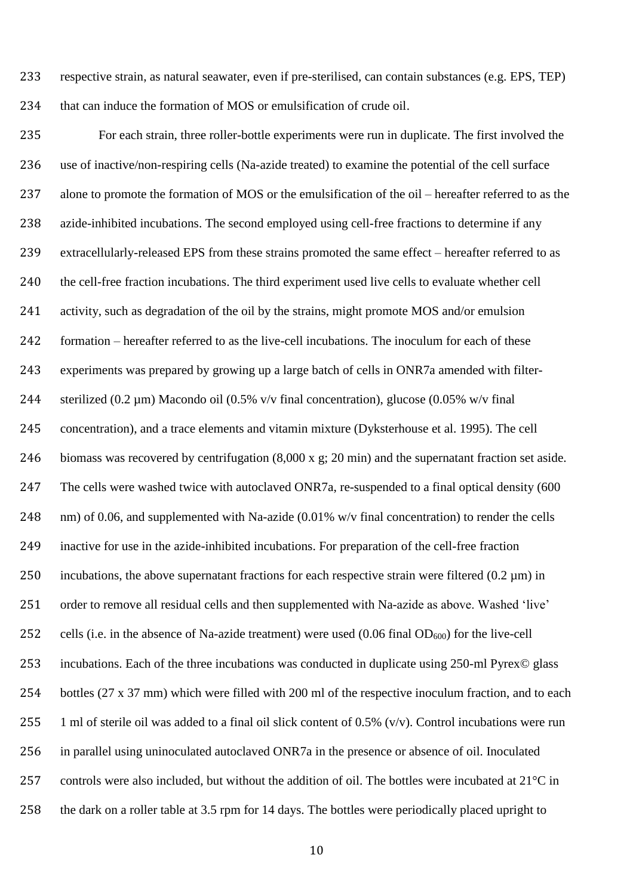respective strain, as natural seawater, even if pre-sterilised, can contain substances (e.g. EPS, TEP) that can induce the formation of MOS or emulsification of crude oil.

For each strain, three roller-bottle experiments were run in duplicate. The first involved the use of inactive/non-respiring cells (Na-azide treated) to examine the potential of the cell surface alone to promote the formation of MOS or the emulsification of the oil – hereafter referred to as the azide-inhibited incubations. The second employed using cell-free fractions to determine if any extracellularly-released EPS from these strains promoted the same effect – hereafter referred to as the cell-free fraction incubations. The third experiment used live cells to evaluate whether cell activity, such as degradation of the oil by the strains, might promote MOS and/or emulsion formation – hereafter referred to as the live-cell incubations. The inoculum for each of these experiments was prepared by growing up a large batch of cells in ONR7a amended with filter-sterilized (0.2 µm) Macondo oil (0.5% v/v final concentration), glucose (0.05% w/v final concentration), and a trace elements and vitamin mixture (Dyksterhouse et al. 1995). The cell biomass was recovered by centrifugation (8,000 x g; 20 min) and the supernatant fraction set aside. The cells were washed twice with autoclaved ONR7a, re-suspended to a final optical density (600 nm) of 0.06, and supplemented with Na-azide (0.01% w/v final concentration) to render the cells inactive for use in the azide-inhibited incubations. For preparation of the cell-free fraction incubations, the above supernatant fractions for each respective strain were filtered (0.2 µm) in order to remove all residual cells and then supplemented with Na-azide as above. Washed 'live' cells (i.e. in the absence of Na-azide treatment) were used (0.06 final $OD_{600}$) for the live-cell incubations. Each of the three incubations was conducted in duplicate using 250-ml Pyrex© glass bottles (27 x 37 mm) which were filled with 200 ml of the respective inoculum fraction, and to each 1 ml of sterile oil was added to a final oil slick content of 0.5% (v/v). Control incubations were run in parallel using uninoculated autoclaved ONR7a in the presence or absence of oil. Inoculated controls were also included, but without the addition of oil. The bottles were incubated at 21°C in the dark on a roller table at 3.5 rpm for 14 days. The bottles were periodically placed upright to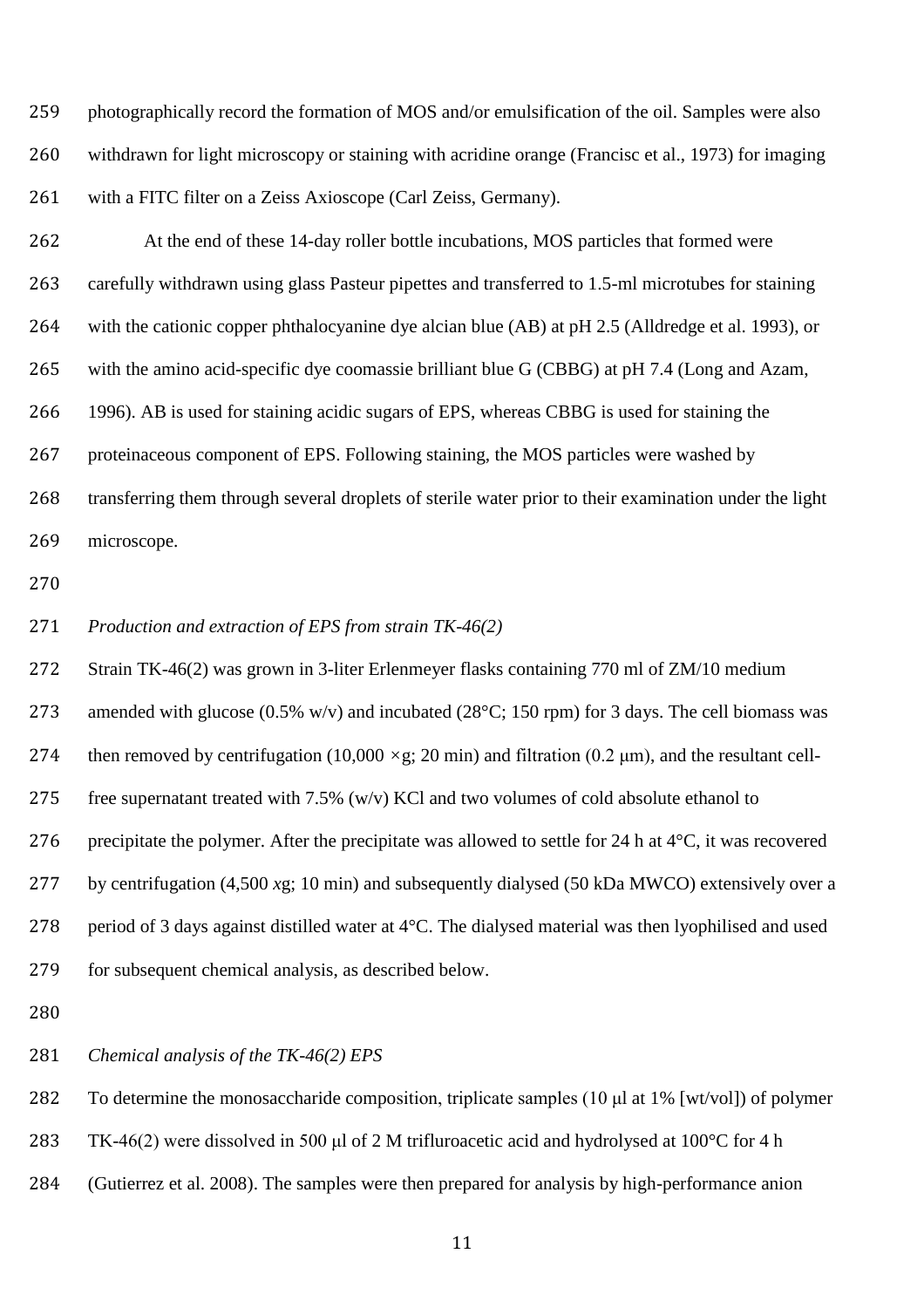photographically record the formation of MOS and/or emulsification of the oil. Samples were also withdrawn for light microscopy or staining with acridine orange (Francisc et al., 1973) for imaging with a FITC filter on a Zeiss Axioscope (Carl Zeiss, Germany).

At the end of these 14-day roller bottle incubations, MOS particles that formed were carefully withdrawn using glass Pasteur pipettes and transferred to 1.5-ml microtubes for staining with the cationic copper phthalocyanine dye alcian blue (AB) at pH 2.5 (Alldredge et al. 1993), or with the amino acid-specific dye coomassie brilliant blue G (CBBG) at pH 7.4 (Long and Azam, 1996). AB is used for staining acidic sugars of EPS, whereas CBBG is used for staining the proteinaceous component of EPS. Following staining, the MOS particles were washed by transferring them through several droplets of sterile water prior to their examination under the light microscope.

*Production and extraction of EPS from strain TK-46(2)*

Strain TK-46(2) was grown in 3-liter Erlenmeyer flasks containing 770 ml of ZM/10 medium amended with glucose (0.5% w/v) and incubated (28°C; 150 rpm) for 3 days. The cell biomass was then removed by centrifugation (10,000 ×g; 20 min) and filtration (0.2 μm), and the resultant cell-free supernatant treated with 7.5% (w/v) KCl and two volumes of cold absolute ethanol to precipitate the polymer. After the precipitate was allowed to settle for 24 h at 4°C, it was recovered by centrifugation (4,500 *x*g; 10 min) and subsequently dialysed (50 kDa MWCO) extensively over a period of 3 days against distilled water at 4°C. The dialysed material was then lyophilised and used for subsequent chemical analysis, as described below.

*Chemical analysis of the TK-46(2) EPS*

To determine the monosaccharide composition, triplicate samples (10 μl at 1% [wt/vol]) of polymer TK-46(2) were dissolved in 500 μl of 2 M trifluroacetic acid and hydrolysed at 100°C for 4 h (Gutierrez et al. 2008). The samples were then prepared for analysis by high-performance anion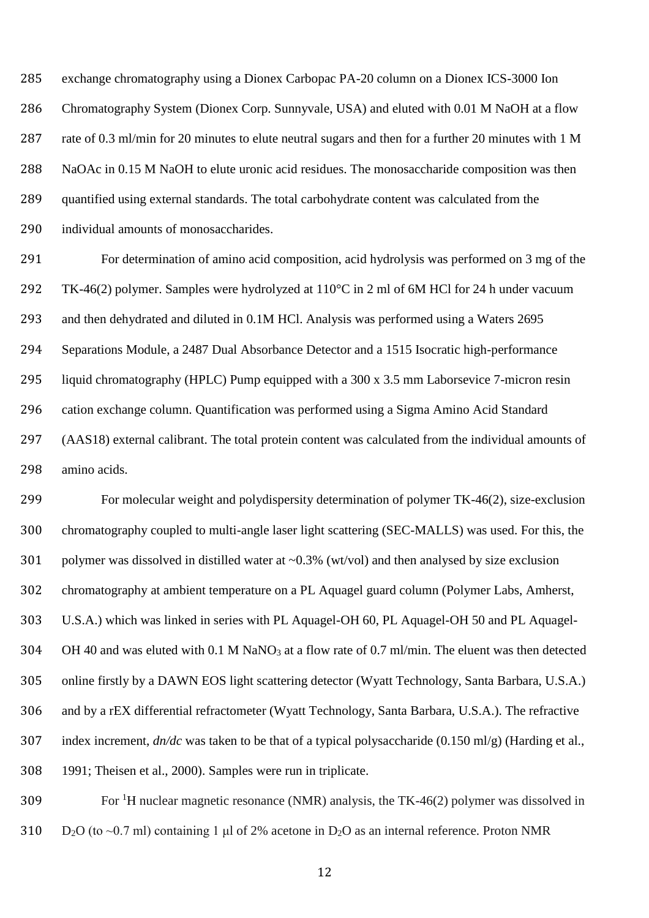exchange chromatography using a Dionex Carbopac PA-20 column on a Dionex ICS-3000 Ion Chromatography System (Dionex Corp. Sunnyvale, USA) and eluted with 0.01 M NaOH at a flow rate of 0.3 ml/min for 20 minutes to elute neutral sugars and then for a further 20 minutes with 1 M NaOAc in 0.15 M NaOH to elute uronic acid residues. The monosaccharide composition was then quantified using external standards. The total carbohydrate content was calculated from the individual amounts of monosaccharides.

For determination of amino acid composition, acid hydrolysis was performed on 3 mg of the TK-46(2) polymer. Samples were hydrolyzed at 110°C in 2 ml of 6M HCl for 24 h under vacuum and then dehydrated and diluted in 0.1M HCl. Analysis was performed using a Waters 2695 Separations Module, a 2487 Dual Absorbance Detector and a 1515 Isocratic high-performance liquid chromatography (HPLC) Pump equipped with a 300 x 3.5 mm Laborsevice 7-micron resin cation exchange column. Quantification was performed using a Sigma Amino Acid Standard (AAS18) external calibrant. The total protein content was calculated from the individual amounts of amino acids.

For molecular weight and polydispersity determination of polymer TK-46(2), size-exclusion chromatography coupled to multi-angle laser light scattering (SEC-MALLS) was used. For this, the polymer was dissolved in distilled water at ~0.3% (wt/vol) and then analysed by size exclusion chromatography at ambient temperature on a PL Aquagel guard column (Polymer Labs, Amherst, U.S.A.) which was linked in series with PL Aquagel-OH 60, PL Aquagel-OH 50 and PL Aquagel-OH 40 and was eluted with 0.1 M $NaNO_3$ at a flow rate of 0.7 ml/min. The eluent was then detected online firstly by a DAWN EOS light scattering detector (Wyatt Technology, Santa Barbara, U.S.A.) and by a rEX differential refractometer (Wyatt Technology, Santa Barbara, U.S.A.). The refractive index increment, *dn/dc* was taken to be that of a typical polysaccharide (0.150 ml/g) (Harding et al., 1991; Theisen et al., 2000). Samples were run in triplicate.

For $^1H$ nuclear magnetic resonance (NMR) analysis, the TK-46(2) polymer was dissolved in $D_2O$ (to ~0.7 ml) containing 1 μl of 2% acetone in $D_2O$ as an internal reference. Proton NMR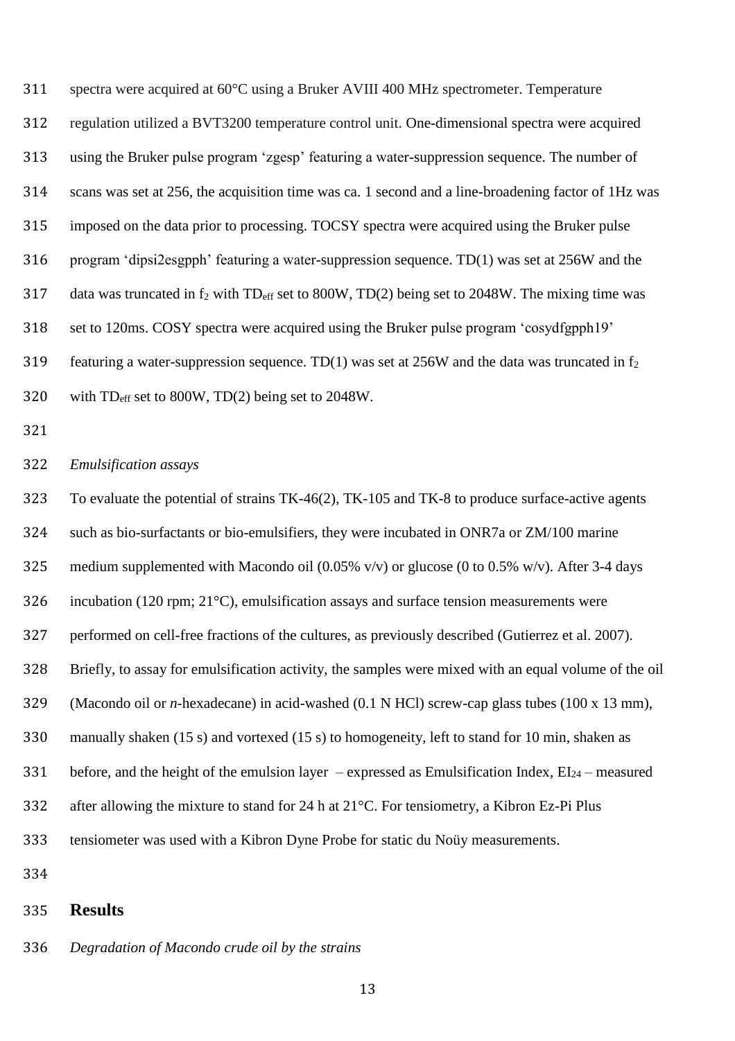spectra were acquired at 60°C using a Bruker AVIII 400 MHz spectrometer. Temperature regulation utilized a BVT3200 temperature control unit. One-dimensional spectra were acquired using the Bruker pulse program 'zgesp' featuring a water-suppression sequence. The number of scans was set at 256, the acquisition time was ca. 1 second and a line-broadening factor of 1Hz was imposed on the data prior to processing. TOCSY spectra were acquired using the Bruker pulse program 'dipsi2esgpph' featuring a water-suppression sequence. TD(1) was set at 256W and the data was truncated in $f_2$ with $TD_{eff}$ set to 800W, TD(2) being set to 2048W. The mixing time was set to 120ms. COSY spectra were acquired using the Bruker pulse program 'cosydfgpph19' featuring a water-suppression sequence. TD(1) was set at 256W and the data was truncated in $f_2$ with $TD_{eff}$ set to 800W, TD(2) being set to 2048W.

*Emulsification assays*

To evaluate the potential of strains TK-46(2), TK-105 and TK-8 to produce surface-active agents such as bio-surfactants or bio-emulsifiers, they were incubated in ONR7a or ZM/100 marine medium supplemented with Macondo oil (0.05% v/v) or glucose (0 to 0.5% w/v). After 3-4 days incubation (120 rpm; 21°C), emulsification assays and surface tension measurements were performed on cell-free fractions of the cultures, as previously described (Gutierrez et al. 2007). Briefly, to assay for emulsification activity, the samples were mixed with an equal volume of the oil (Macondo oil or *n*-hexadecane) in acid-washed (0.1 N HCl) screw-cap glass tubes (100 x 13 mm), manually shaken (15 s) and vortexed (15 s) to homogeneity, left to stand for 10 min, shaken as before, and the height of the emulsion layer – expressed as Emulsification Index, $EI_{24}$ – measured after allowing the mixture to stand for 24 h at 21°C. For tensiometry, a Kibron Ez-Pi Plus tensiometer was used with a Kibron Dyne Probe for static du Noüy measurements.

## Results

*Degradation of Macondo crude oil by the strains*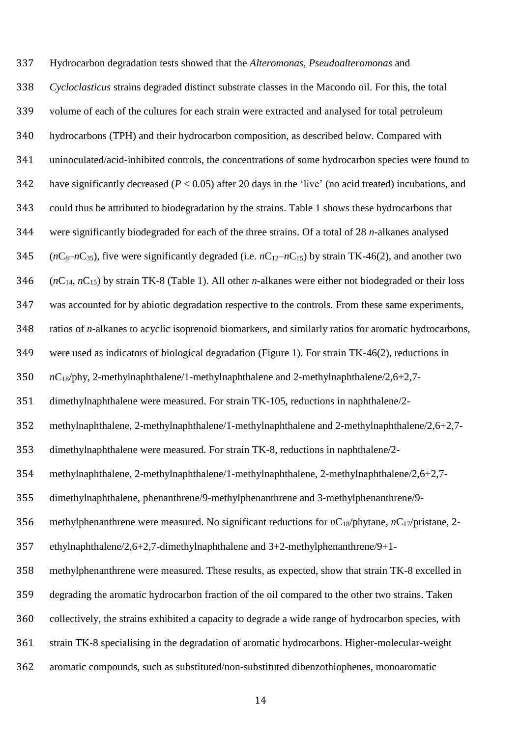Hydrocarbon degradation tests showed that the *Alteromonas*, *Pseudoalteromonas* and *Cycloclasticus* strains degraded distinct substrate classes in the Macondo oil. For this, the total volume of each of the cultures for each strain were extracted and analysed for total petroleum hydrocarbons (TPH) and their hydrocarbon composition, as described below. Compared with uninoculated/acid-inhibited controls, the concentrations of some hydrocarbon species were found to have significantly decreased ($P < 0.05$) after 20 days in the 'live' (no acid treated) incubations, and could thus be attributed to biodegradation by the strains. Table 1 shows these hydrocarbons that were significantly biodegraded for each of the three strains. Of a total of 28 *n*-alkanes analysed ($n\text{C}_8$–$n\text{C}_{35}$), five were significantly degraded (i.e. $n\text{C}_{12}$–$n\text{C}_{15}$) by strain TK-46(2), and another two ($n\text{C}_{14}$, $n\text{C}_{15}$) by strain TK-8 (Table 1). All other *n*-alkanes were either not biodegraded or their loss was accounted for by abiotic degradation respective to the controls. From these same experiments, ratios of *n*-alkanes to acyclic isoprenoid biomarkers, and similarly ratios for aromatic hydrocarbons, were used as indicators of biological degradation (Figure 1). For strain TK-46(2), reductions in $n\text{C}_{18}$/phy, 2-methylnaphthalene/1-methylnaphthalene and 2-methylnaphthalene/2,6+2,7-dimethylnaphthalene were measured. For strain TK-105, reductions in naphthalene/2-methylnaphthalene, 2-methylnaphthalene/1-methylnaphthalene and 2-methylnaphthalene/2,6+2,7-dimethylnaphthalene were measured. For strain TK-8, reductions in naphthalene/2-methylnaphthalene, 2-methylnaphthalene/1-methylnaphthalene, 2-methylnaphthalene/2,6+2,7-dimethylnaphthalene, phenanthrene/9-methylphenanthrene and 3-methylphenanthrene/9-methylphenanthrene were measured. No significant reductions for $n\text{C}_{18}$/phytane, $n\text{C}_{17}$/pristane, 2-ethylnaphthalene/2,6+2,7-dimethylnaphthalene and 3+2-methylphenanthrene/9+1-methylphenanthrene were measured. These results, as expected, show that strain TK-8 excelled in degrading the aromatic hydrocarbon fraction of the oil compared to the other two strains. Taken collectively, the strains exhibited a capacity to degrade a wide range of hydrocarbon species, with strain TK-8 specialising in the degradation of aromatic hydrocarbons. Higher-molecular-weight aromatic compounds, such as substituted/non-substituted dibenzothiophenes, monoaromatic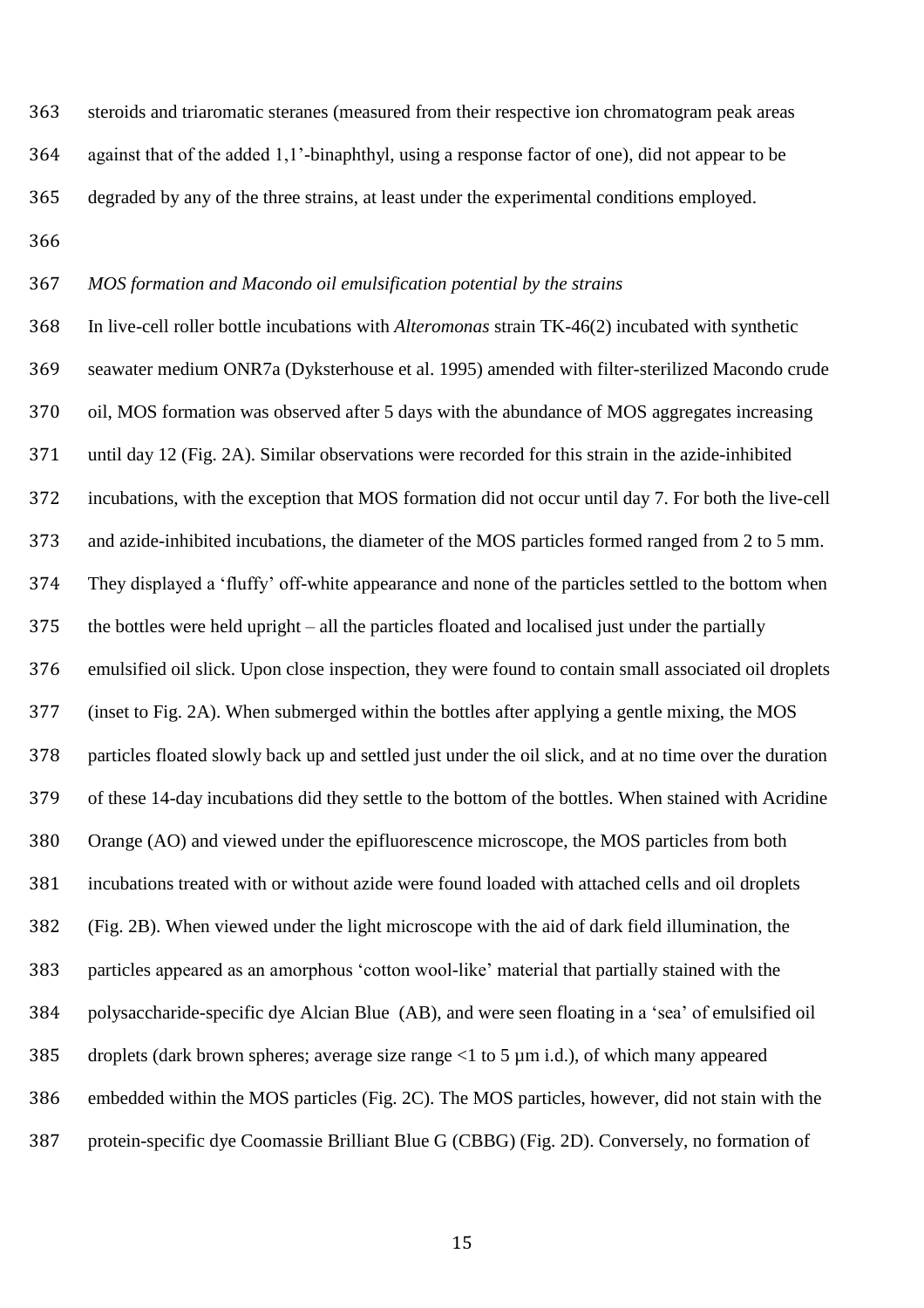steroids and triaromatic steranes (measured from their respective ion chromatogram peak areas against that of the added 1,1'-binaphthyl, using a response factor of one), did not appear to be degraded by any of the three strains, at least under the experimental conditions employed.

*MOS formation and Macondo oil emulsification potential by the strains*

In live-cell roller bottle incubations with *Alteromonas* strain TK-46(2) incubated with synthetic seawater medium ONR7a (Dyksterhouse et al. 1995) amended with filter-sterilized Macondo crude oil, MOS formation was observed after 5 days with the abundance of MOS aggregates increasing until day 12 (Fig. 2A). Similar observations were recorded for this strain in the azide-inhibited incubations, with the exception that MOS formation did not occur until day 7. For both the live-cell and azide-inhibited incubations, the diameter of the MOS particles formed ranged from 2 to 5 mm. They displayed a 'fluffy' off-white appearance and none of the particles settled to the bottom when the bottles were held upright – all the particles floated and localised just under the partially emulsified oil slick. Upon close inspection, they were found to contain small associated oil droplets (inset to Fig. 2A). When submerged within the bottles after applying a gentle mixing, the MOS particles floated slowly back up and settled just under the oil slick, and at no time over the duration of these 14-day incubations did they settle to the bottom of the bottles. When stained with Acridine Orange (AO) and viewed under the epifluorescence microscope, the MOS particles from both incubations treated with or without azide were found loaded with attached cells and oil droplets (Fig. 2B). When viewed under the light microscope with the aid of dark field illumination, the particles appeared as an amorphous 'cotton wool-like' material that partially stained with the polysaccharide-specific dye Alcian Blue (AB), and were seen floating in a 'sea' of emulsified oil droplets (dark brown spheres; average size range <1 to 5 µm i.d.), of which many appeared embedded within the MOS particles (Fig. 2C). The MOS particles, however, did not stain with the protein-specific dye Coomassie Brilliant Blue G (CBBG) (Fig. 2D). Conversely, no formation of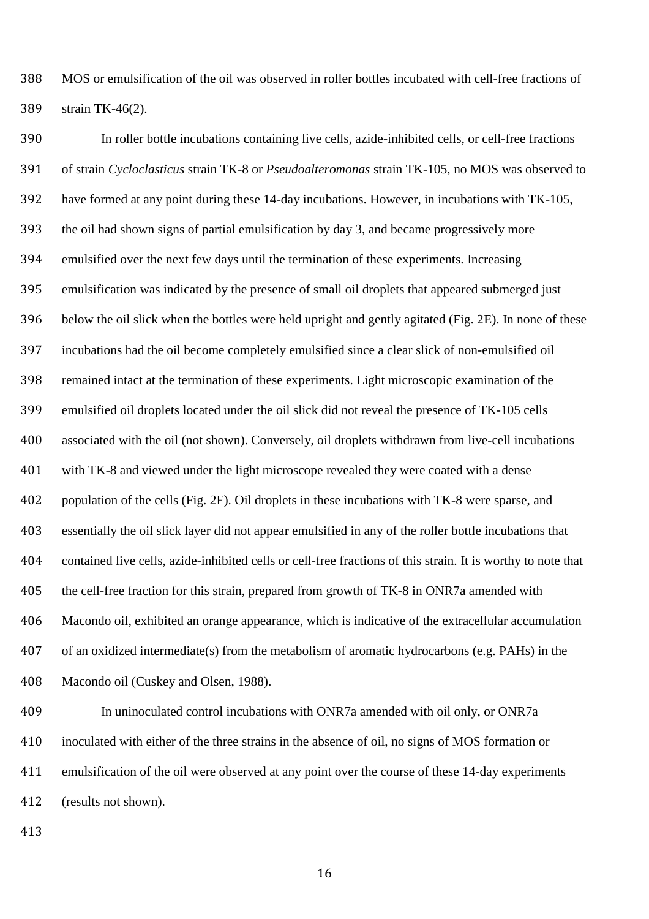MOS or emulsification of the oil was observed in roller bottles incubated with cell-free fractions of strain TK-46(2).

In roller bottle incubations containing live cells, azide-inhibited cells, or cell-free fractions of strain *Cycloclasticus* strain TK-8 or *Pseudoalteromonas* strain TK-105, no MOS was observed to have formed at any point during these 14-day incubations. However, in incubations with TK-105, the oil had shown signs of partial emulsification by day 3, and became progressively more emulsified over the next few days until the termination of these experiments. Increasing emulsification was indicated by the presence of small oil droplets that appeared submerged just below the oil slick when the bottles were held upright and gently agitated (Fig. 2E). In none of these incubations had the oil become completely emulsified since a clear slick of non-emulsified oil remained intact at the termination of these experiments. Light microscopic examination of the emulsified oil droplets located under the oil slick did not reveal the presence of TK-105 cells associated with the oil (not shown). Conversely, oil droplets withdrawn from live-cell incubations with TK-8 and viewed under the light microscope revealed they were coated with a dense population of the cells (Fig. 2F). Oil droplets in these incubations with TK-8 were sparse, and essentially the oil slick layer did not appear emulsified in any of the roller bottle incubations that contained live cells, azide-inhibited cells or cell-free fractions of this strain. It is worthy to note that the cell-free fraction for this strain, prepared from growth of TK-8 in ONR7a amended with Macondo oil, exhibited an orange appearance, which is indicative of the extracellular accumulation of an oxidized intermediate(s) from the metabolism of aromatic hydrocarbons (e.g. PAHs) in the Macondo oil (Cuskey and Olsen, 1988).

In uninoculated control incubations with ONR7a amended with oil only, or ONR7a inoculated with either of the three strains in the absence of oil, no signs of MOS formation or emulsification of the oil were observed at any point over the course of these 14-day experiments (results not shown).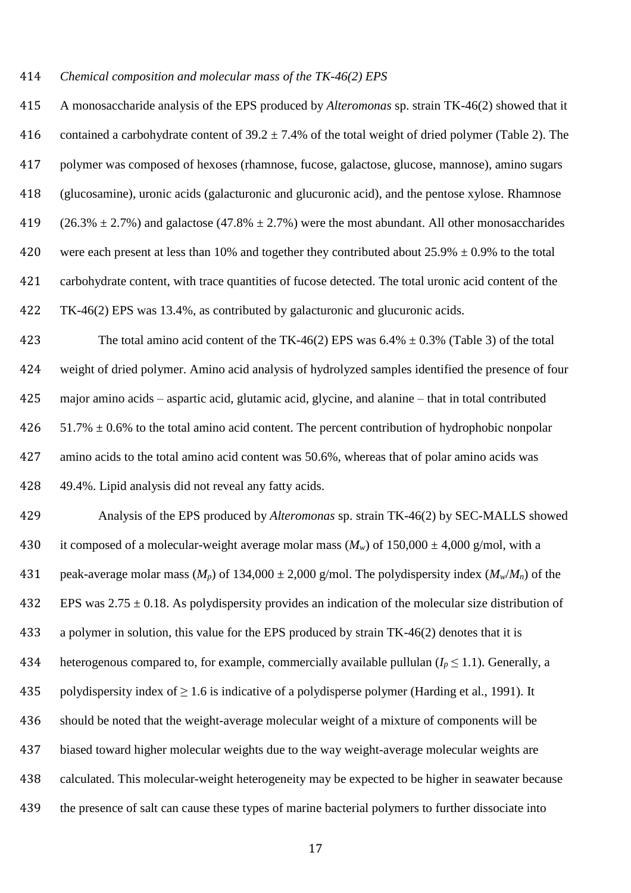*Chemical composition and molecular mass of the TK-46(2) EPS*

A monosaccharide analysis of the EPS produced by *Alteromonas* sp. strain TK-46(2) showed that it contained a carbohydrate content of 39.2 ± 7.4% of the total weight of dried polymer (Table 2). The polymer was composed of hexoses (rhamnose, fucose, galactose, glucose, mannose), amino sugars (glucosamine), uronic acids (galacturonic and glucuronic acid), and the pentose xylose. Rhamnose (26.3% ± 2.7%) and galactose (47.8% ± 2.7%) were the most abundant. All other monosaccharides were each present at less than 10% and together they contributed about 25.9% ± 0.9% to the total carbohydrate content, with trace quantities of fucose detected. The total uronic acid content of the TK-46(2) EPS was 13.4%, as contributed by galacturonic and glucuronic acids.

The total amino acid content of the TK-46(2) EPS was 6.4% ± 0.3% (Table 3) of the total weight of dried polymer. Amino acid analysis of hydrolyzed samples identified the presence of four major amino acids – aspartic acid, glutamic acid, glycine, and alanine – that in total contributed 51.7% ± 0.6% to the total amino acid content. The percent contribution of hydrophobic nonpolar amino acids to the total amino acid content was 50.6%, whereas that of polar amino acids was 49.4%. Lipid analysis did not reveal any fatty acids.

Analysis of the EPS produced by *Alteromonas* sp. strain TK-46(2) by SEC-MALLS showed it composed of a molecular-weight average molar mass ($M_w$) of 150,000 ± 4,000 g/mol, with a peak-average molar mass ($M_p$) of 134,000 ± 2,000 g/mol. The polydispersity index ($M_w/M_n$) of the EPS was 2.75 ± 0.18. As polydispersity provides an indication of the molecular size distribution of a polymer in solution, this value for the EPS produced by strain TK-46(2) denotes that it is heterogenous compared to, for example, commercially available pullulan ($I_p \leq 1.1$). Generally, a polydispersity index of ≥ 1.6 is indicative of a polydisperse polymer (Harding et al., 1991). It should be noted that the weight-average molecular weight of a mixture of components will be biased toward higher molecular weights due to the way weight-average molecular weights are calculated. This molecular-weight heterogeneity may be expected to be higher in seawater because the presence of salt can cause these types of marine bacterial polymers to further dissociate into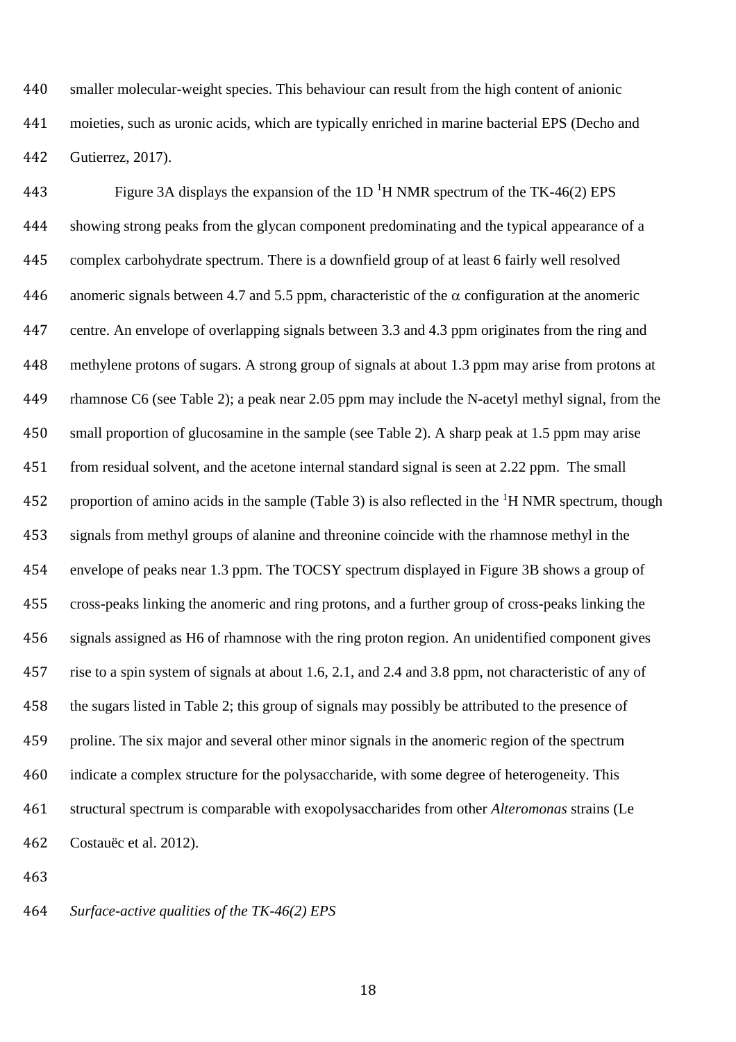smaller molecular-weight species. This behaviour can result from the high content of anionic moieties, such as uronic acids, which are typically enriched in marine bacterial EPS (Decho and Gutierrez, 2017).

Figure 3A displays the expansion of the 1D $^{1}$H NMR spectrum of the TK-46(2) EPS showing strong peaks from the glycan component predominating and the typical appearance of a complex carbohydrate spectrum. There is a downfield group of at least 6 fairly well resolved anomeric signals between 4.7 and 5.5 ppm, characteristic of the $\alpha$ configuration at the anomeric centre. An envelope of overlapping signals between 3.3 and 4.3 ppm originates from the ring and methylene protons of sugars. A strong group of signals at about 1.3 ppm may arise from protons at rhamnose C6 (see Table 2); a peak near 2.05 ppm may include the N-acetyl methyl signal, from the small proportion of glucosamine in the sample (see Table 2). A sharp peak at 1.5 ppm may arise from residual solvent, and the acetone internal standard signal is seen at 2.22 ppm. The small proportion of amino acids in the sample (Table 3) is also reflected in the $^{1}$H NMR spectrum, though signals from methyl groups of alanine and threonine coincide with the rhamnose methyl in the envelope of peaks near 1.3 ppm. The TOCSY spectrum displayed in Figure 3B shows a group of cross-peaks linking the anomeric and ring protons, and a further group of cross-peaks linking the signals assigned as H6 of rhamnose with the ring proton region. An unidentified component gives rise to a spin system of signals at about 1.6, 2.1, and 2.4 and 3.8 ppm, not characteristic of any of the sugars listed in Table 2; this group of signals may possibly be attributed to the presence of proline. The six major and several other minor signals in the anomeric region of the spectrum indicate a complex structure for the polysaccharide, with some degree of heterogeneity. This structural spectrum is comparable with exopolysaccharides from other *Alteromonas* strains (Le Costauëc et al. 2012).

*Surface-active qualities of the TK-46(2) EPS*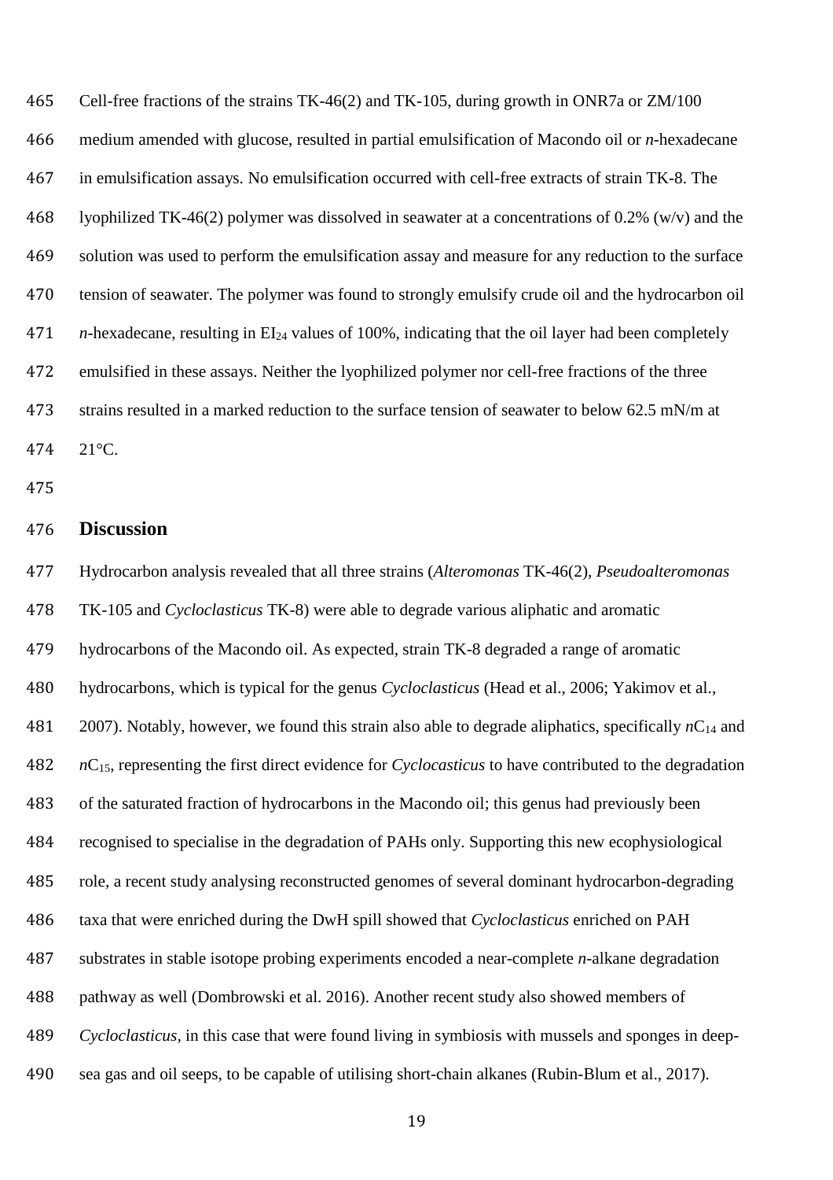Cell-free fractions of the strains TK-46(2) and TK-105, during growth in ONR7a or ZM/100 medium amended with glucose, resulted in partial emulsification of Macondo oil or *n*-hexadecane in emulsification assays. No emulsification occurred with cell-free extracts of strain TK-8. The lyophilized TK-46(2) polymer was dissolved in seawater at a concentrations of 0.2% (w/v) and the solution was used to perform the emulsification assay and measure for any reduction to the surface tension of seawater. The polymer was found to strongly emulsify crude oil and the hydrocarbon oil *n*-hexadecane, resulting in $EI_{24}$ values of 100%, indicating that the oil layer had been completely emulsified in these assays. Neither the lyophilized polymer nor cell-free fractions of the three strains resulted in a marked reduction to the surface tension of seawater to below 62.5 mN/m at 21°C.

## Discussion

Hydrocarbon analysis revealed that all three strains (*Alteromonas* TK-46(2), *Pseudoalteromonas* TK-105 and *Cycloclasticus* TK-8) were able to degrade various aliphatic and aromatic hydrocarbons of the Macondo oil. As expected, strain TK-8 degraded a range of aromatic hydrocarbons, which is typical for the genus *Cycloclasticus* (Head et al., 2006; Yakimov et al., 2007). Notably, however, we found this strain also able to degrade aliphatics, specifically $nC_{14}$ and $nC_{15}$, representing the first direct evidence for *Cyclocasticus* to have contributed to the degradation of the saturated fraction of hydrocarbons in the Macondo oil; this genus had previously been recognised to specialise in the degradation of PAHs only. Supporting this new ecophysiological role, a recent study analysing reconstructed genomes of several dominant hydrocarbon-degrading taxa that were enriched during the DwH spill showed that *Cycloclasticus* enriched on PAH substrates in stable isotope probing experiments encoded a near-complete *n*-alkane degradation pathway as well (Dombrowski et al. 2016). Another recent study also showed members of *Cycloclasticus*, in this case that were found living in symbiosis with mussels and sponges in deep-sea gas and oil seeps, to be capable of utilising short-chain alkanes (Rubin-Blum et al., 2017).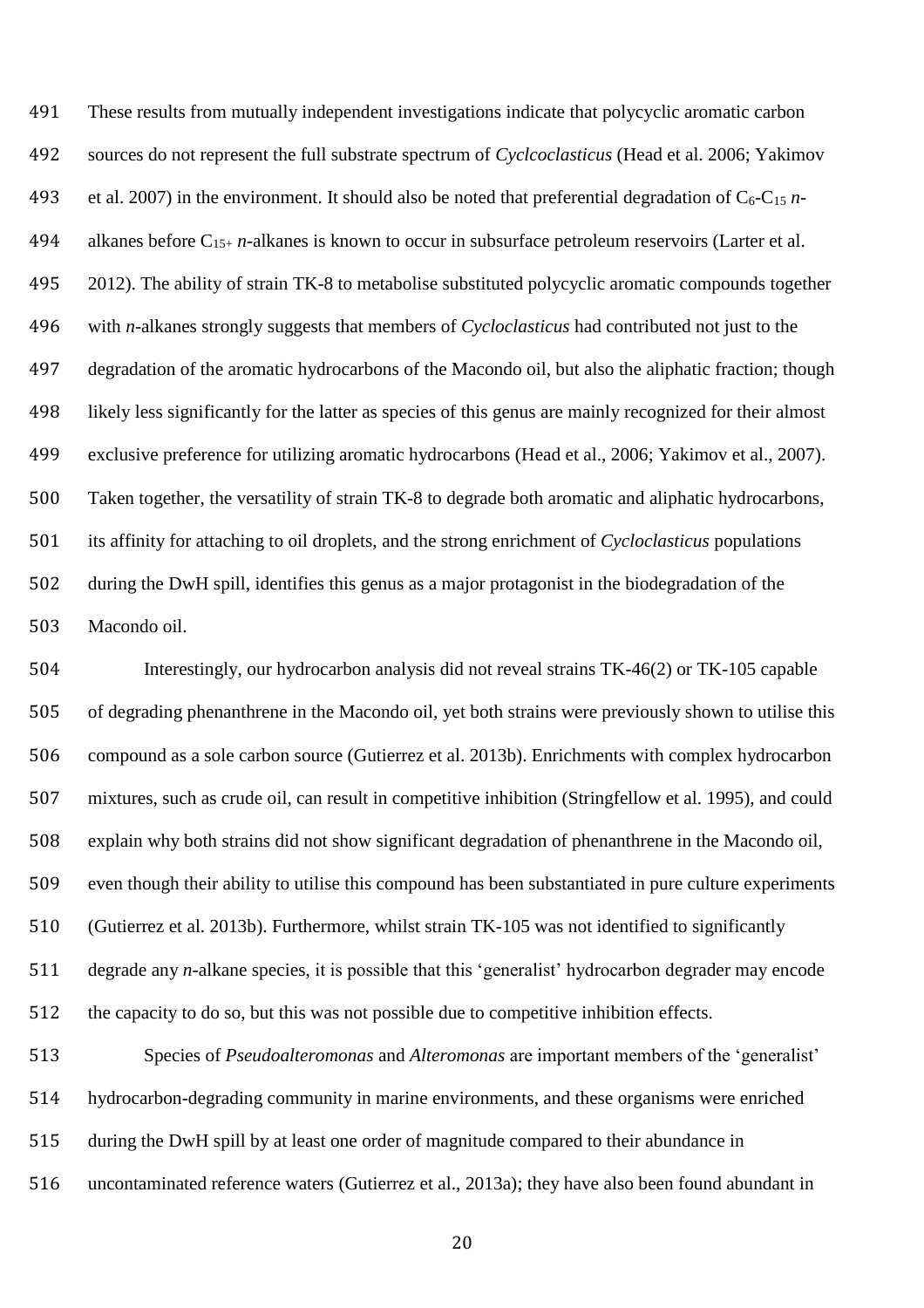These results from mutually independent investigations indicate that polycyclic aromatic carbon sources do not represent the full substrate spectrum of *Cyclcoclasticus* (Head et al. 2006; Yakimov et al. 2007) in the environment. It should also be noted that preferential degradation of $C_6$-$C_{15}$ *n*-alkanes before $C_{15+}$ *n*-alkanes is known to occur in subsurface petroleum reservoirs (Larter et al. 2012). The ability of strain TK-8 to metabolise substituted polycyclic aromatic compounds together with *n*-alkanes strongly suggests that members of *Cycloclasticus* had contributed not just to the degradation of the aromatic hydrocarbons of the Macondo oil, but also the aliphatic fraction; though likely less significantly for the latter as species of this genus are mainly recognized for their almost exclusive preference for utilizing aromatic hydrocarbons (Head et al., 2006; Yakimov et al., 2007). Taken together, the versatility of strain TK-8 to degrade both aromatic and aliphatic hydrocarbons, its affinity for attaching to oil droplets, and the strong enrichment of *Cycloclasticus* populations during the DwH spill, identifies this genus as a major protagonist in the biodegradation of the Macondo oil.

Interestingly, our hydrocarbon analysis did not reveal strains TK-46(2) or TK-105 capable of degrading phenanthrene in the Macondo oil, yet both strains were previously shown to utilise this compound as a sole carbon source (Gutierrez et al. 2013b). Enrichments with complex hydrocarbon mixtures, such as crude oil, can result in competitive inhibition (Stringfellow et al. 1995), and could explain why both strains did not show significant degradation of phenanthrene in the Macondo oil, even though their ability to utilise this compound has been substantiated in pure culture experiments (Gutierrez et al. 2013b). Furthermore, whilst strain TK-105 was not identified to significantly degrade any *n*-alkane species, it is possible that this 'generalist' hydrocarbon degrader may encode the capacity to do so, but this was not possible due to competitive inhibition effects.

Species of *Pseudoalteromonas* and *Alteromonas* are important members of the 'generalist' hydrocarbon-degrading community in marine environments, and these organisms were enriched during the DwH spill by at least one order of magnitude compared to their abundance in uncontaminated reference waters (Gutierrez et al., 2013a); they have also been found abundant in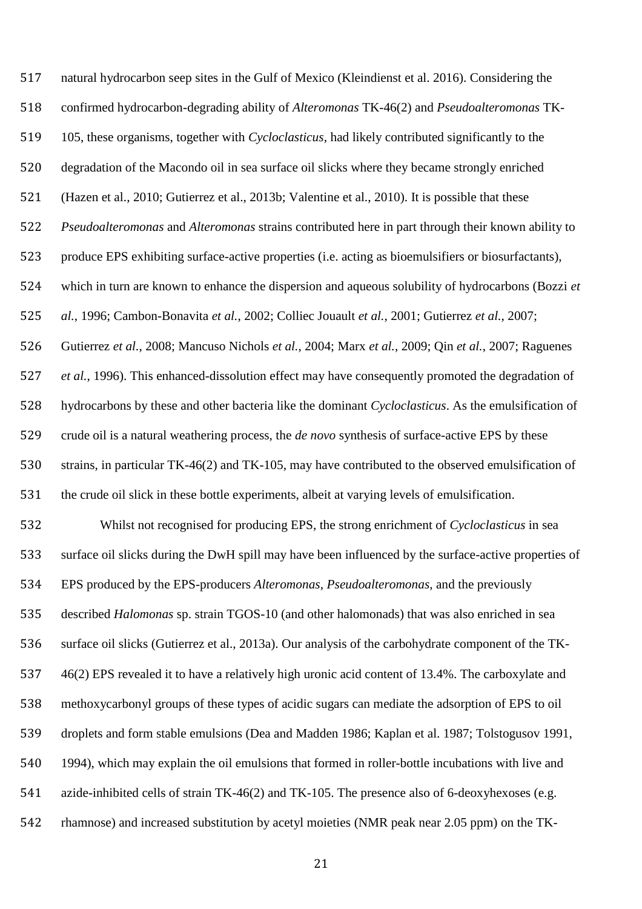natural hydrocarbon seep sites in the Gulf of Mexico (Kleindienst et al. 2016). Considering the confirmed hydrocarbon-degrading ability of *Alteromonas* TK-46(2) and *Pseudoalteromonas* TK-105, these organisms, together with *Cycloclasticus*, had likely contributed significantly to the degradation of the Macondo oil in sea surface oil slicks where they became strongly enriched (Hazen et al., 2010; Gutierrez et al., 2013b; Valentine et al., 2010). It is possible that these *Pseudoalteromonas* and *Alteromonas* strains contributed here in part through their known ability to produce EPS exhibiting surface-active properties (i.e. acting as bioemulsifiers or biosurfactants), which in turn are known to enhance the dispersion and aqueous solubility of hydrocarbons (Bozzi *et al.*, 1996; Cambon-Bonavita *et al.*, 2002; Colliec Jouault *et al.*, 2001; Gutierrez *et al.*, 2007; Gutierrez *et al.*, 2008; Mancuso Nichols *et al.*, 2004; Marx *et al.*, 2009; Qin *et al.*, 2007; Raguenes *et al.*, 1996). This enhanced-dissolution effect may have consequently promoted the degradation of hydrocarbons by these and other bacteria like the dominant *Cycloclasticus*. As the emulsification of crude oil is a natural weathering process, the *de novo* synthesis of surface-active EPS by these strains, in particular TK-46(2) and TK-105, may have contributed to the observed emulsification of the crude oil slick in these bottle experiments, albeit at varying levels of emulsification.

Whilst not recognised for producing EPS, the strong enrichment of *Cycloclasticus* in sea surface oil slicks during the DwH spill may have been influenced by the surface-active properties of EPS produced by the EPS-producers *Alteromonas*, *Pseudoalteromonas*, and the previously described *Halomonas* sp. strain TGOS-10 (and other halomonads) that was also enriched in sea surface oil slicks (Gutierrez et al., 2013a). Our analysis of the carbohydrate component of the TK-46(2) EPS revealed it to have a relatively high uronic acid content of 13.4%. The carboxylate and methoxycarbonyl groups of these types of acidic sugars can mediate the adsorption of EPS to oil droplets and form stable emulsions (Dea and Madden 1986; Kaplan et al. 1987; Tolstogusov 1991, 1994), which may explain the oil emulsions that formed in roller-bottle incubations with live and azide-inhibited cells of strain TK-46(2) and TK-105. The presence also of 6-deoxyhexoses (e.g. rhamnose) and increased substitution by acetyl moieties (NMR peak near 2.05 ppm) on the TK-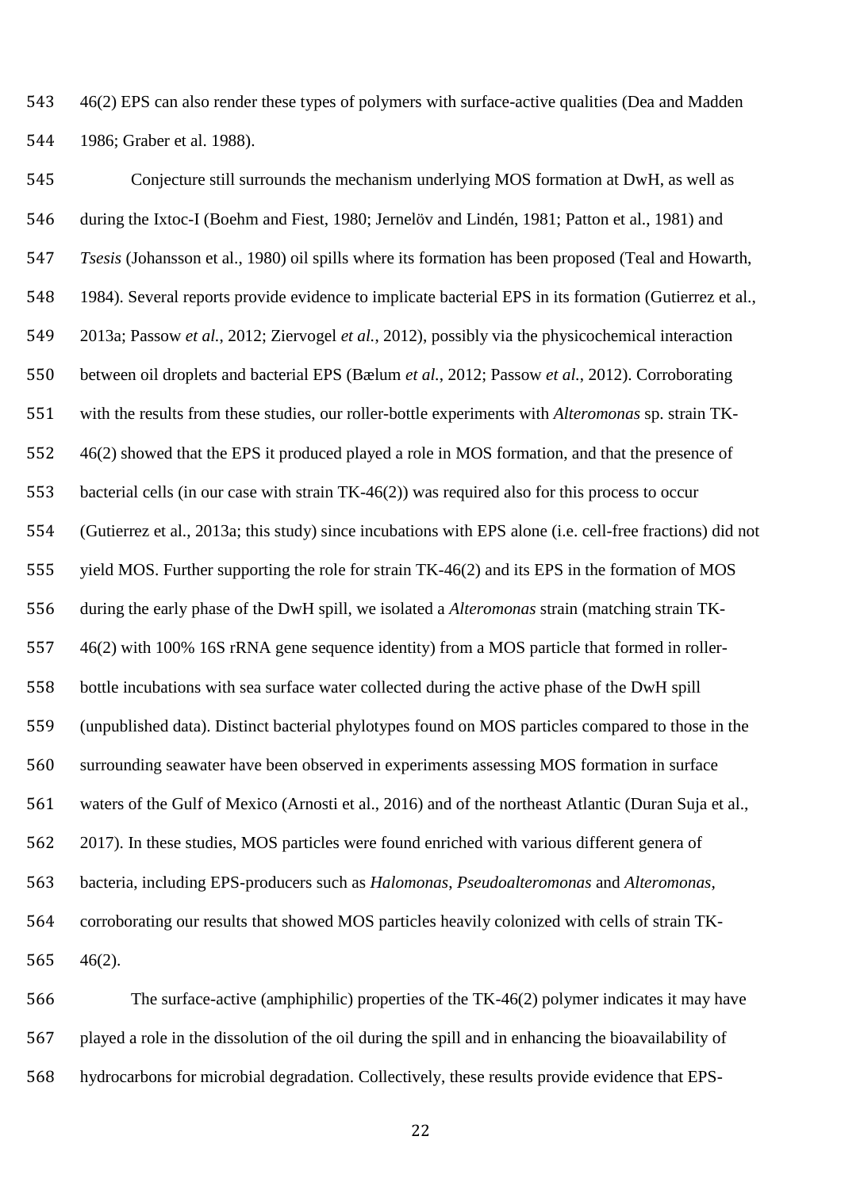46(2) EPS can also render these types of polymers with surface-active qualities (Dea and Madden 1986; Graber et al. 1988).

Conjecture still surrounds the mechanism underlying MOS formation at DwH, as well as during the Ixtoc-I (Boehm and Fiest, 1980; Jernelöv and Lindén, 1981; Patton et al., 1981) and *Tsesis* (Johansson et al., 1980) oil spills where its formation has been proposed (Teal and Howarth, 1984). Several reports provide evidence to implicate bacterial EPS in its formation (Gutierrez et al., 2013a; Passow *et al.*, 2012; Ziervogel *et al.*, 2012), possibly via the physicochemical interaction between oil droplets and bacterial EPS (Bælum *et al.*, 2012; Passow *et al.*, 2012). Corroborating with the results from these studies, our roller-bottle experiments with *Alteromonas* sp. strain TK-46(2) showed that the EPS it produced played a role in MOS formation, and that the presence of bacterial cells (in our case with strain TK-46(2)) was required also for this process to occur (Gutierrez et al., 2013a; this study) since incubations with EPS alone (i.e. cell-free fractions) did not yield MOS. Further supporting the role for strain TK-46(2) and its EPS in the formation of MOS during the early phase of the DwH spill, we isolated a *Alteromonas* strain (matching strain TK-46(2) with 100% 16S rRNA gene sequence identity) from a MOS particle that formed in roller-bottle incubations with sea surface water collected during the active phase of the DwH spill (unpublished data). Distinct bacterial phylotypes found on MOS particles compared to those in the surrounding seawater have been observed in experiments assessing MOS formation in surface waters of the Gulf of Mexico (Arnosti et al., 2016) and of the northeast Atlantic (Duran Suja et al., 2017). In these studies, MOS particles were found enriched with various different genera of bacteria, including EPS-producers such as *Halomonas*, *Pseudoalteromonas* and *Alteromonas*, corroborating our results that showed MOS particles heavily colonized with cells of strain TK-46(2).

The surface-active (amphiphilic) properties of the TK-46(2) polymer indicates it may have played a role in the dissolution of the oil during the spill and in enhancing the bioavailability of hydrocarbons for microbial degradation. Collectively, these results provide evidence that EPS-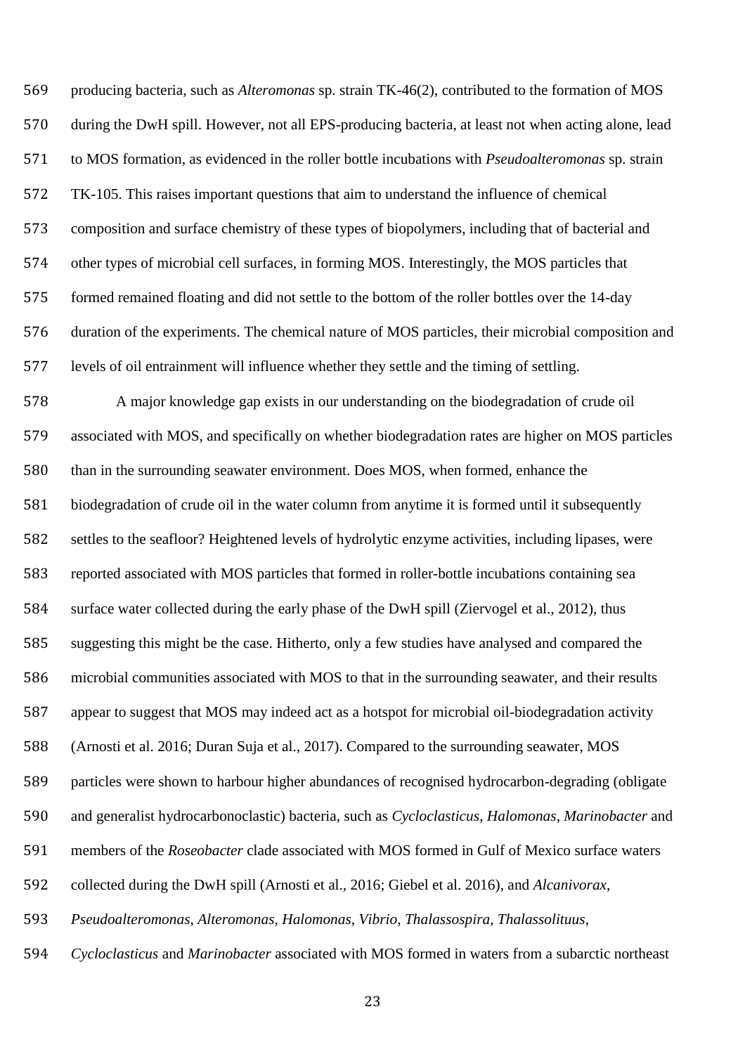producing bacteria, such as *Alteromonas* sp. strain TK-46(2), contributed to the formation of MOS during the DwH spill. However, not all EPS-producing bacteria, at least not when acting alone, lead to MOS formation, as evidenced in the roller bottle incubations with *Pseudoalteromonas* sp. strain TK-105. This raises important questions that aim to understand the influence of chemical composition and surface chemistry of these types of biopolymers, including that of bacterial and other types of microbial cell surfaces, in forming MOS. Interestingly, the MOS particles that formed remained floating and did not settle to the bottom of the roller bottles over the 14-day duration of the experiments. The chemical nature of MOS particles, their microbial composition and levels of oil entrainment will influence whether they settle and the timing of settling.

A major knowledge gap exists in our understanding on the biodegradation of crude oil associated with MOS, and specifically on whether biodegradation rates are higher on MOS particles than in the surrounding seawater environment. Does MOS, when formed, enhance the biodegradation of crude oil in the water column from anytime it is formed until it subsequently settles to the seafloor? Heightened levels of hydrolytic enzyme activities, including lipases, were reported associated with MOS particles that formed in roller-bottle incubations containing sea surface water collected during the early phase of the DwH spill (Ziervogel et al., 2012), thus suggesting this might be the case. Hitherto, only a few studies have analysed and compared the microbial communities associated with MOS to that in the surrounding seawater, and their results appear to suggest that MOS may indeed act as a hotspot for microbial oil-biodegradation activity (Arnosti et al. 2016; Duran Suja et al., 2017). Compared to the surrounding seawater, MOS particles were shown to harbour higher abundances of recognised hydrocarbon-degrading (obligate and generalist hydrocarbonoclastic) bacteria, such as *Cycloclasticus*, *Halomonas*, *Marinobacter* and members of the *Roseobacter* clade associated with MOS formed in Gulf of Mexico surface waters collected during the DwH spill (Arnosti et al., 2016; Giebel et al. 2016), and *Alcanivorax*, *Pseudoalteromonas*, *Alteromonas*, *Halomonas*, *Vibrio*, *Thalassospira*, *Thalassolituus*, *Cycloclasticus* and *Marinobacter* associated with MOS formed in waters from a subarctic northeast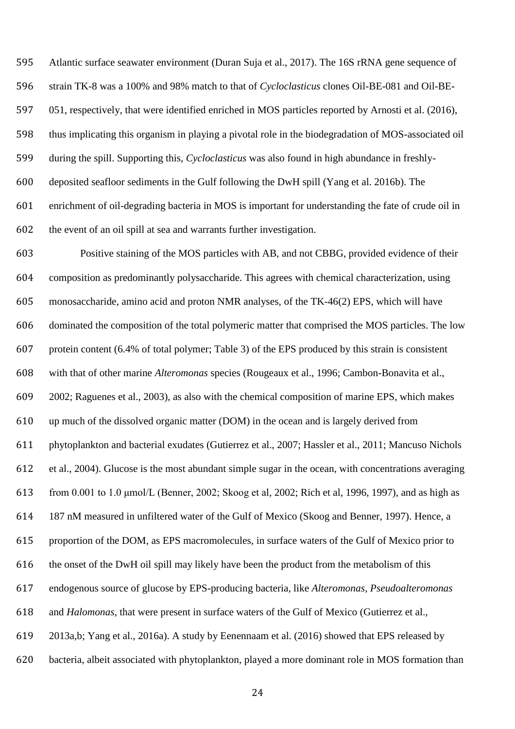Atlantic surface seawater environment (Duran Suja et al., 2017). The 16S rRNA gene sequence of strain TK-8 was a 100% and 98% match to that of *Cycloclasticus* clones Oil-BE-081 and Oil-BE-051, respectively, that were identified enriched in MOS particles reported by Arnosti et al. (2016), thus implicating this organism in playing a pivotal role in the biodegradation of MOS-associated oil during the spill. Supporting this, *Cycloclasticus* was also found in high abundance in freshly-deposited seafloor sediments in the Gulf following the DwH spill (Yang et al. 2016b). The enrichment of oil-degrading bacteria in MOS is important for understanding the fate of crude oil in the event of an oil spill at sea and warrants further investigation.

Positive staining of the MOS particles with AB, and not CBBG, provided evidence of their composition as predominantly polysaccharide. This agrees with chemical characterization, using monosaccharide, amino acid and proton NMR analyses, of the TK-46(2) EPS, which will have dominated the composition of the total polymeric matter that comprised the MOS particles. The low protein content (6.4% of total polymer; Table 3) of the EPS produced by this strain is consistent with that of other marine *Alteromonas* species (Rougeaux et al., 1996; Cambon-Bonavita et al., 2002; Raguenes et al., 2003), as also with the chemical composition of marine EPS, which makes up much of the dissolved organic matter (DOM) in the ocean and is largely derived from phytoplankton and bacterial exudates (Gutierrez et al., 2007; Hassler et al., 2011; Mancuso Nichols et al., 2004). Glucose is the most abundant simple sugar in the ocean, with concentrations averaging from 0.001 to 1.0 μmol/L (Benner, 2002; Skoog et al, 2002; Rich et al, 1996, 1997), and as high as 187 nM measured in unfiltered water of the Gulf of Mexico (Skoog and Benner, 1997). Hence, a proportion of the DOM, as EPS macromolecules, in surface waters of the Gulf of Mexico prior to the onset of the DwH oil spill may likely have been the product from the metabolism of this endogenous source of glucose by EPS-producing bacteria, like *Alteromonas*, *Pseudoalteromonas* and *Halomonas*, that were present in surface waters of the Gulf of Mexico (Gutierrez et al., 2013a,b; Yang et al., 2016a). A study by Eenennaam et al. (2016) showed that EPS released by bacteria, albeit associated with phytoplankton, played a more dominant role in MOS formation than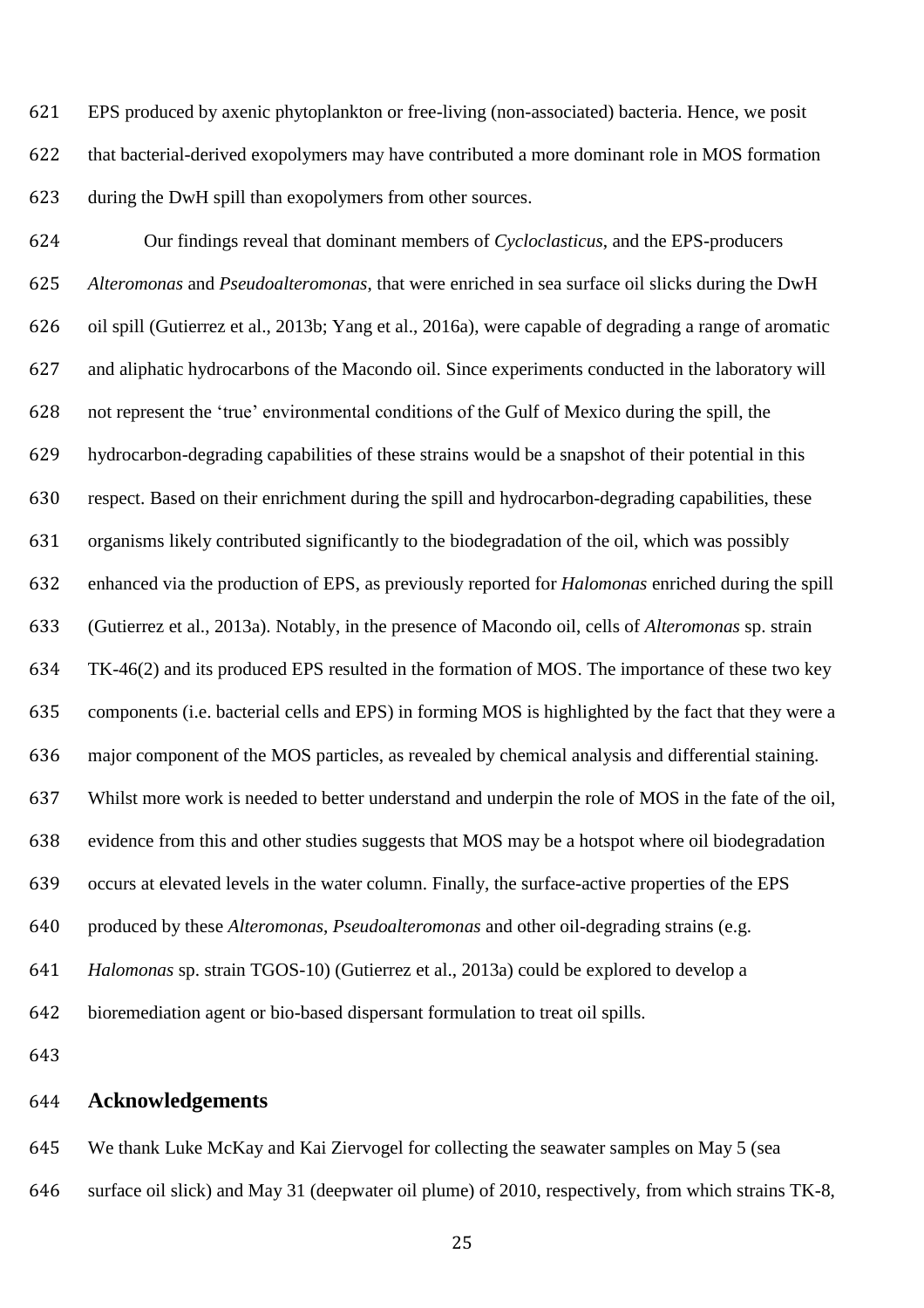EPS produced by axenic phytoplankton or free-living (non-associated) bacteria. Hence, we posit that bacterial-derived exopolymers may have contributed a more dominant role in MOS formation during the DwH spill than exopolymers from other sources.

Our findings reveal that dominant members of *Cycloclasticus*, and the EPS-producers *Alteromonas* and *Pseudoalteromonas*, that were enriched in sea surface oil slicks during the DwH oil spill (Gutierrez et al., 2013b; Yang et al., 2016a), were capable of degrading a range of aromatic and aliphatic hydrocarbons of the Macondo oil. Since experiments conducted in the laboratory will not represent the 'true' environmental conditions of the Gulf of Mexico during the spill, the hydrocarbon-degrading capabilities of these strains would be a snapshot of their potential in this respect. Based on their enrichment during the spill and hydrocarbon-degrading capabilities, these organisms likely contributed significantly to the biodegradation of the oil, which was possibly enhanced via the production of EPS, as previously reported for *Halomonas* enriched during the spill (Gutierrez et al., 2013a). Notably, in the presence of Macondo oil, cells of *Alteromonas* sp. strain TK-46(2) and its produced EPS resulted in the formation of MOS. The importance of these two key components (i.e. bacterial cells and EPS) in forming MOS is highlighted by the fact that they were a major component of the MOS particles, as revealed by chemical analysis and differential staining. Whilst more work is needed to better understand and underpin the role of MOS in the fate of the oil, evidence from this and other studies suggests that MOS may be a hotspot where oil biodegradation occurs at elevated levels in the water column. Finally, the surface-active properties of the EPS produced by these *Alteromonas*, *Pseudoalteromonas* and other oil-degrading strains (e.g. *Halomonas* sp. strain TGOS-10) (Gutierrez et al., 2013a) could be explored to develop a bioremediation agent or bio-based dispersant formulation to treat oil spills.

## Acknowledgements

We thank Luke McKay and Kai Ziervogel for collecting the seawater samples on May 5 (sea surface oil slick) and May 31 (deepwater oil plume) of 2010, respectively, from which strains TK-8,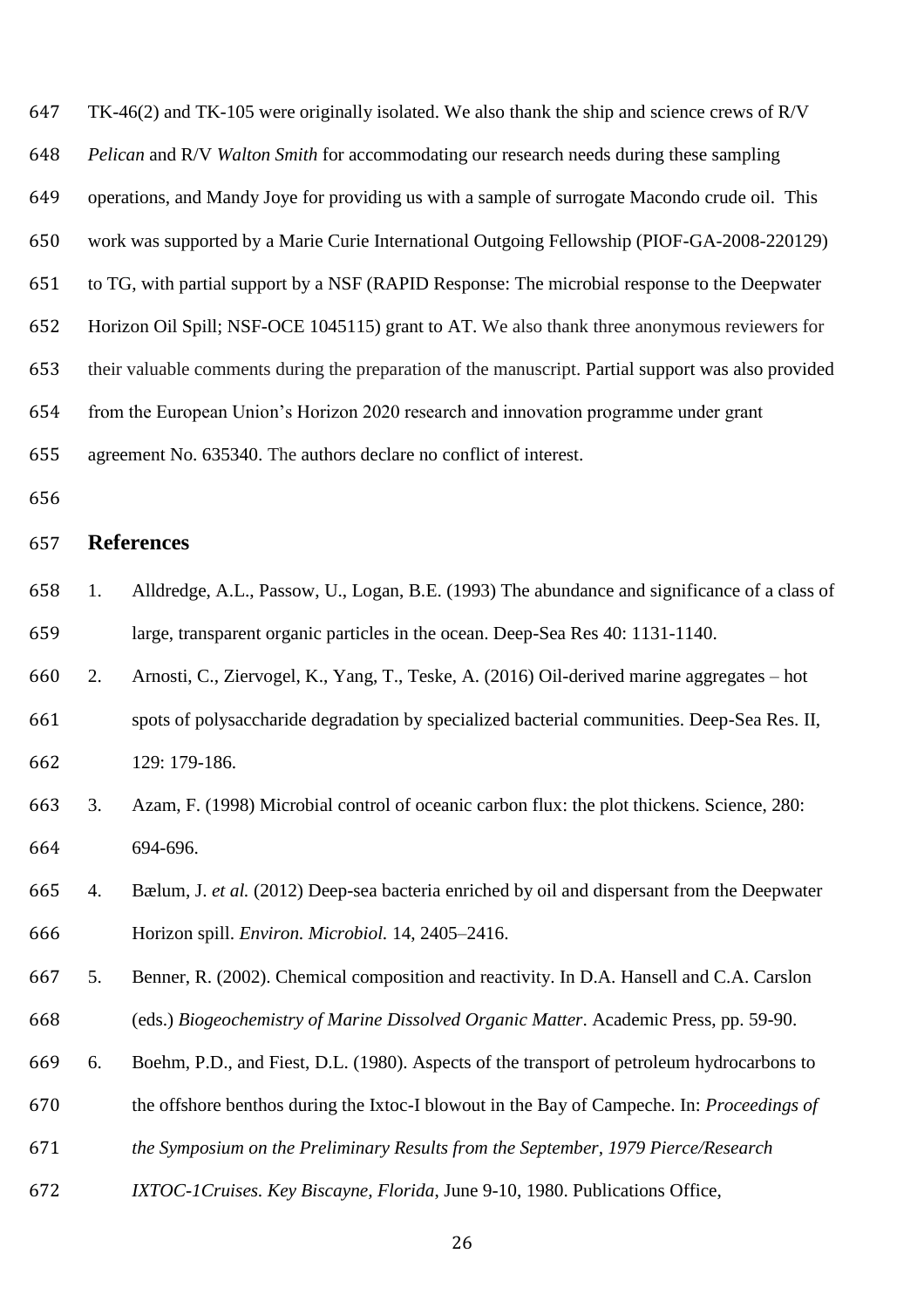TK-46(2) and TK-105 were originally isolated. We also thank the ship and science crews of R/V *Pelican* and R/V *Walton Smith* for accommodating our research needs during these sampling operations, and Mandy Joye for providing us with a sample of surrogate Macondo crude oil. This work was supported by a Marie Curie International Outgoing Fellowship (PIOF-GA-2008-220129) to TG, with partial support by a NSF (RAPID Response: The microbial response to the Deepwater Horizon Oil Spill; NSF-OCE 1045115) grant to AT. We also thank three anonymous reviewers for their valuable comments during the preparation of the manuscript. Partial support was also provided from the European Union's Horizon 2020 research and innovation programme under grant agreement No. 635340. The authors declare no conflict of interest.

## References

1. Alldredge, A.L., Passow, U., Logan, B.E. (1993) The abundance and significance of a class of large, transparent organic particles in the ocean. Deep-Sea Res 40: 1131-1140.
2. Arnosti, C., Ziervogel, K., Yang, T., Teske, A. (2016) Oil-derived marine aggregates – hot spots of polysaccharide degradation by specialized bacterial communities. Deep-Sea Res. II, 129: 179-186.
3. Azam, F. (1998) Microbial control of oceanic carbon flux: the plot thickens. Science, 280: 694-696.
4. Bælum, J. *et al.* (2012) Deep-sea bacteria enriched by oil and dispersant from the Deepwater Horizon spill. *Environ. Microbiol.* 14, 2405–2416.
5. Benner, R. (2002). Chemical composition and reactivity. In D.A. Hansell and C.A. Carslon (eds.) *Biogeochemistry of Marine Dissolved Organic Matter*. Academic Press, pp. 59-90.
6. Boehm, P.D., and Fiest, D.L. (1980). Aspects of the transport of petroleum hydrocarbons to the offshore benthos during the Ixtoc-I blowout in the Bay of Campeche. In: *Proceedings of the Symposium on the Preliminary Results from the September, 1979 Pierce/Research IXTOC-1Cruises. Key Biscayne, Florida*, June 9-10, 1980. Publications Office,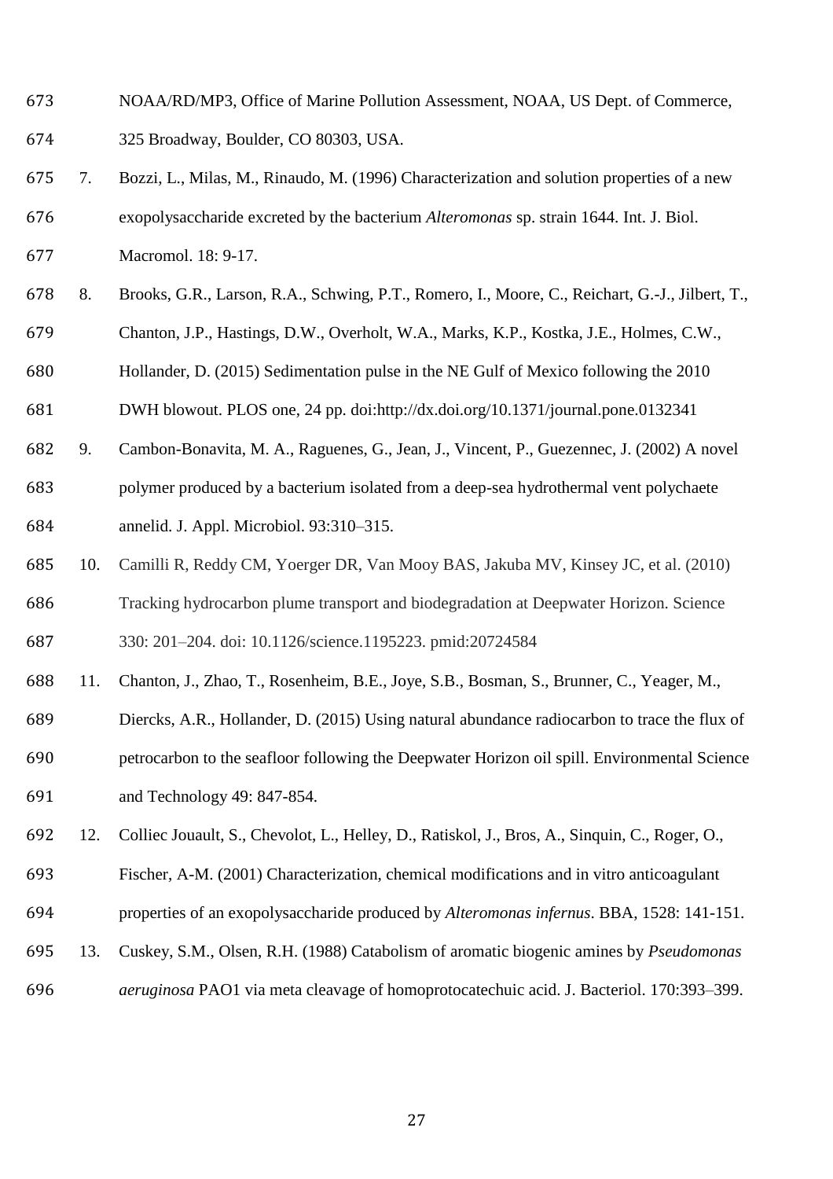NOAA/RD/MP3, Office of Marine Pollution Assessment, NOAA, US Dept. of Commerce, 325 Broadway, Boulder, CO 80303, USA.

7. Bozzi, L., Milas, M., Rinaudo, M. (1996) Characterization and solution properties of a new exopolysaccharide excreted by the bacterium *Alteromonas* sp. strain 1644. Int. J. Biol. Macromol. 18: 9-17.
8. Brooks, G.R., Larson, R.A., Schwing, P.T., Romero, I., Moore, C., Reichart, G.-J., Jilbert, T., Chanton, J.P., Hastings, D.W., Overholt, W.A., Marks, K.P., Kostka, J.E., Holmes, C.W., Hollander, D. (2015) Sedimentation pulse in the NE Gulf of Mexico following the 2010 DWH blowout. PLOS one, 24 pp. doi:http://dx.doi.org/10.1371/journal.pone.0132341
9. Cambon-Bonavita, M. A., Raguenes, G., Jean, J., Vincent, P., Guezennec, J. (2002) A novel polymer produced by a bacterium isolated from a deep-sea hydrothermal vent polychaete annelid. J. Appl. Microbiol. 93:310–315.
10. Camilli R, Reddy CM, Yoerger DR, Van Mooy BAS, Jakuba MV, Kinsey JC, et al. (2010) Tracking hydrocarbon plume transport and biodegradation at Deepwater Horizon. Science 330: 201–204. doi: 10.1126/science.1195223. pmid:20724584
11. Chanton, J., Zhao, T., Rosenheim, B.E., Joye, S.B., Bosman, S., Brunner, C., Yeager, M., Diercks, A.R., Hollander, D. (2015) Using natural abundance radiocarbon to trace the flux of petrocarbon to the seafloor following the Deepwater Horizon oil spill. Environmental Science and Technology 49: 847-854.
12. Colliec Jouault, S., Chevolot, L., Helley, D., Ratiskol, J., Bros, A., Sinquin, C., Roger, O., Fischer, A-M. (2001) Characterization, chemical modifications and in vitro anticoagulant properties of an exopolysaccharide produced by *Alteromonas infernus*. BBA, 1528: 141-151.
13. Cuskey, S.M., Olsen, R.H. (1988) Catabolism of aromatic biogenic amines by *Pseudomonas aeruginosa* PAO1 via meta cleavage of homoprotocatechuic acid. J. Bacteriol. 170:393–399.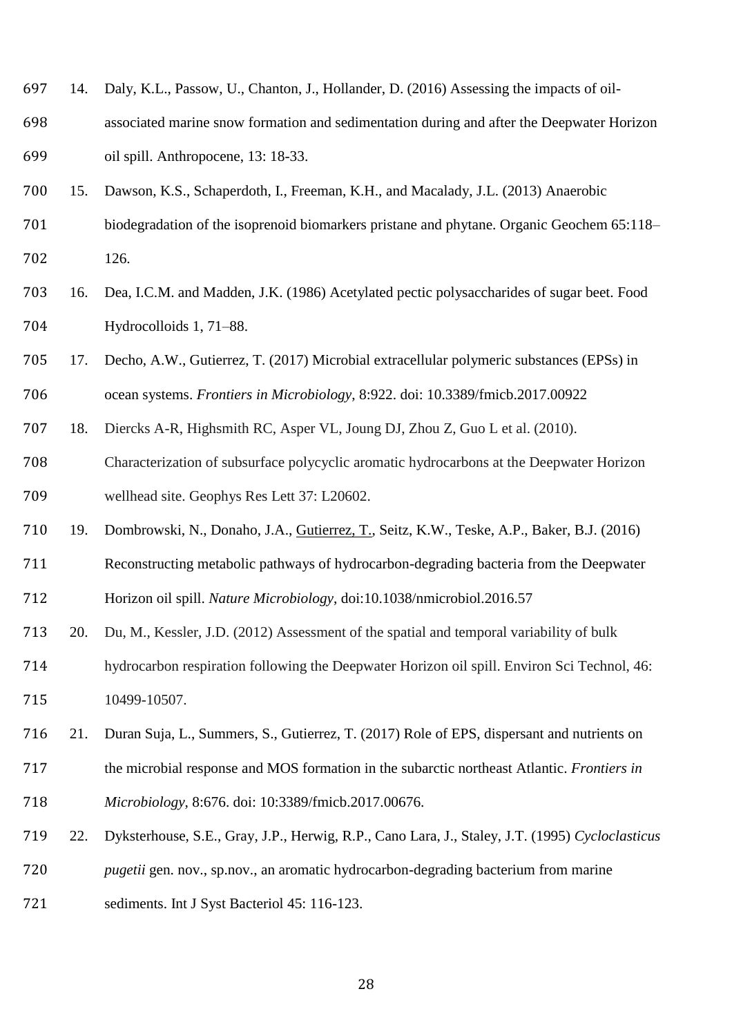14. Daly, K.L., Passow, U., Chanton, J., Hollander, D. (2016) Assessing the impacts of oil-associated marine snow formation and sedimentation during and after the Deepwater Horizon oil spill. Anthropocene, 13: 18-33.
15. Dawson, K.S., Schaperdoth, I., Freeman, K.H., and Macalady, J.L. (2013) Anaerobic biodegradation of the isoprenoid biomarkers pristane and phytane. Organic Geochem 65:118–126.
16. Dea, I.C.M. and Madden, J.K. (1986) Acetylated pectic polysaccharides of sugar beet. Food Hydrocolloids 1, 71–88.
17. Decho, A.W., Gutierrez, T. (2017) Microbial extracellular polymeric substances (EPSs) in ocean systems. *Frontiers in Microbiology*, 8:922. doi: 10.3389/fmicb.2017.00922
18. Diercks A-R, Highsmith RC, Asper VL, Joung DJ, Zhou Z, Guo L et al. (2010). Characterization of subsurface polycyclic aromatic hydrocarbons at the Deepwater Horizon wellhead site. Geophys Res Lett 37: L20602.
19. Dombrowski, N., Donaho, J.A., Gutierrez, T., Seitz, K.W., Teske, A.P., Baker, B.J. (2016) Reconstructing metabolic pathways of hydrocarbon-degrading bacteria from the Deepwater Horizon oil spill. *Nature Microbiology*, doi:10.1038/nmicrobiol.2016.57
20. Du, M., Kessler, J.D. (2012) Assessment of the spatial and temporal variability of bulk hydrocarbon respiration following the Deepwater Horizon oil spill. Environ Sci Technol, 46: 10499-10507.
21. Duran Suja, L., Summers, S., Gutierrez, T. (2017) Role of EPS, dispersant and nutrients on the microbial response and MOS formation in the subarctic northeast Atlantic. *Frontiers in Microbiology*, 8:676. doi: 10:3389/fmicb.2017.00676.
22. Dyksterhouse, S.E., Gray, J.P., Herwig, R.P., Cano Lara, J., Staley, J.T. (1995) *Cycloclasticus pugetii* gen. nov., sp.nov., an aromatic hydrocarbon-degrading bacterium from marine sediments. Int J Syst Bacteriol 45: 116-123.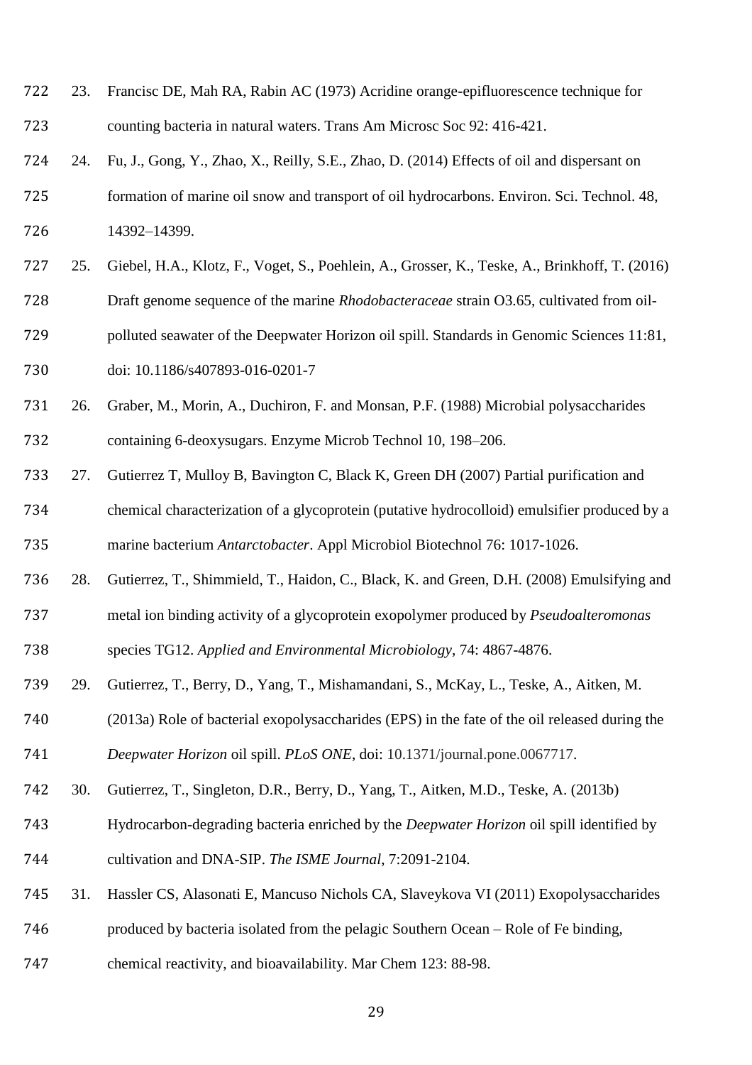23. Francisc DE, Mah RA, Rabin AC (1973) Acridine orange-epifluorescence technique for counting bacteria in natural waters. Trans Am Microsc Soc 92: 416-421.
24. Fu, J., Gong, Y., Zhao, X., Reilly, S.E., Zhao, D. (2014) Effects of oil and dispersant on formation of marine oil snow and transport of oil hydrocarbons. Environ. Sci. Technol. 48, 14392–14399.
25. Giebel, H.A., Klotz, F., Voget, S., Poehlein, A., Grosser, K., Teske, A., Brinkhoff, T. (2016) Draft genome sequence of the marine *Rhodobacteraceae* strain O3.65, cultivated from oil-polluted seawater of the Deepwater Horizon oil spill. Standards in Genomic Sciences 11:81, doi: 10.1186/s407893-016-0201-7
26. Graber, M., Morin, A., Duchiron, F. and Monsan, P.F. (1988) Microbial polysaccharides containing 6-deoxysugars. Enzyme Microb Technol 10, 198–206.
27. Gutierrez T, Mulloy B, Bavington C, Black K, Green DH (2007) Partial purification and chemical characterization of a glycoprotein (putative hydrocolloid) emulsifier produced by a marine bacterium *Antarctobacter*. Appl Microbiol Biotechnol 76: 1017-1026.
28. Gutierrez, T., Shimmield, T., Haidon, C., Black, K. and Green, D.H. (2008) Emulsifying and metal ion binding activity of a glycoprotein exopolymer produced by *Pseudoalteromonas* species TG12. *Applied and Environmental Microbiology*, 74: 4867-4876.
29. Gutierrez, T., Berry, D., Yang, T., Mishamandani, S., McKay, L., Teske, A., Aitken, M. (2013a) Role of bacterial exopolysaccharides (EPS) in the fate of the oil released during the *Deepwater Horizon* oil spill. *PLoS ONE*, doi: 10.1371/journal.pone.0067717.
30. Gutierrez, T., Singleton, D.R., Berry, D., Yang, T., Aitken, M.D., Teske, A. (2013b) Hydrocarbon-degrading bacteria enriched by the *Deepwater Horizon* oil spill identified by cultivation and DNA-SIP. *The ISME Journal*, 7:2091-2104.
31. Hassler CS, Alasonati E, Mancuso Nichols CA, Slaveykova VI (2011) Exopolysaccharides produced by bacteria isolated from the pelagic Southern Ocean – Role of Fe binding, chemical reactivity, and bioavailability. Mar Chem 123: 88-98.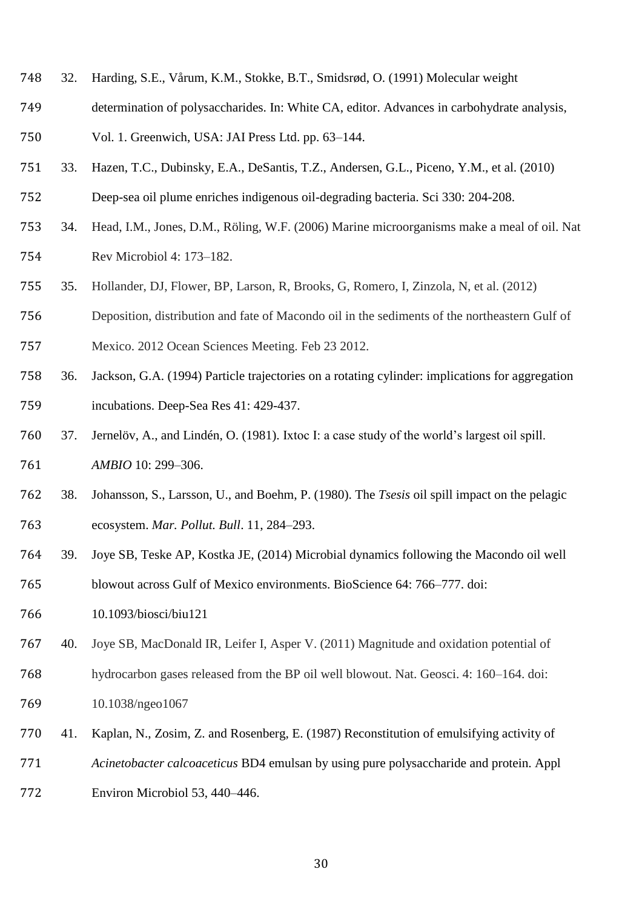32. Harding, S.E., Vårum, K.M., Stokke, B.T., Smidsrød, O. (1991) Molecular weight determination of polysaccharides. In: White CA, editor. Advances in carbohydrate analysis, Vol. 1. Greenwich, USA: JAI Press Ltd. pp. 63–144.
33. Hazen, T.C., Dubinsky, E.A., DeSantis, T.Z., Andersen, G.L., Piceno, Y.M., et al. (2010) Deep-sea oil plume enriches indigenous oil-degrading bacteria. Sci 330: 204-208.
34. Head, I.M., Jones, D.M., Röling, W.F. (2006) Marine microorganisms make a meal of oil. Nat Rev Microbiol 4: 173–182.
35. Hollander, DJ, Flower, BP, Larson, R, Brooks, G, Romero, I, Zinzola, N, et al. (2012) Deposition, distribution and fate of Macondo oil in the sediments of the northeastern Gulf of Mexico. 2012 Ocean Sciences Meeting. Feb 23 2012.
36. Jackson, G.A. (1994) Particle trajectories on a rotating cylinder: implications for aggregation incubations. Deep-Sea Res 41: 429-437.
37. Jernelöv, A., and Lindén, O. (1981). Ixtoc I: a case study of the world's largest oil spill. *AMBIO* 10: 299–306.
38. Johansson, S., Larsson, U., and Boehm, P. (1980). The *Tsesis* oil spill impact on the pelagic ecosystem. *Mar. Pollut. Bull*. 11, 284–293.
39. Joye SB, Teske AP, Kostka JE, (2014) Microbial dynamics following the Macondo oil well blowout across Gulf of Mexico environments. BioScience 64: 766–777. doi: 10.1093/biosci/biu121
40. Joye SB, MacDonald IR, Leifer I, Asper V. (2011) Magnitude and oxidation potential of hydrocarbon gases released from the BP oil well blowout. Nat. Geosci. 4: 160–164. doi: 10.1038/ngeo1067
41. Kaplan, N., Zosim, Z. and Rosenberg, E. (1987) Reconstitution of emulsifying activity of *Acinetobacter calcoaceticus* BD4 emulsan by using pure polysaccharide and protein. Appl Environ Microbiol 53, 440–446.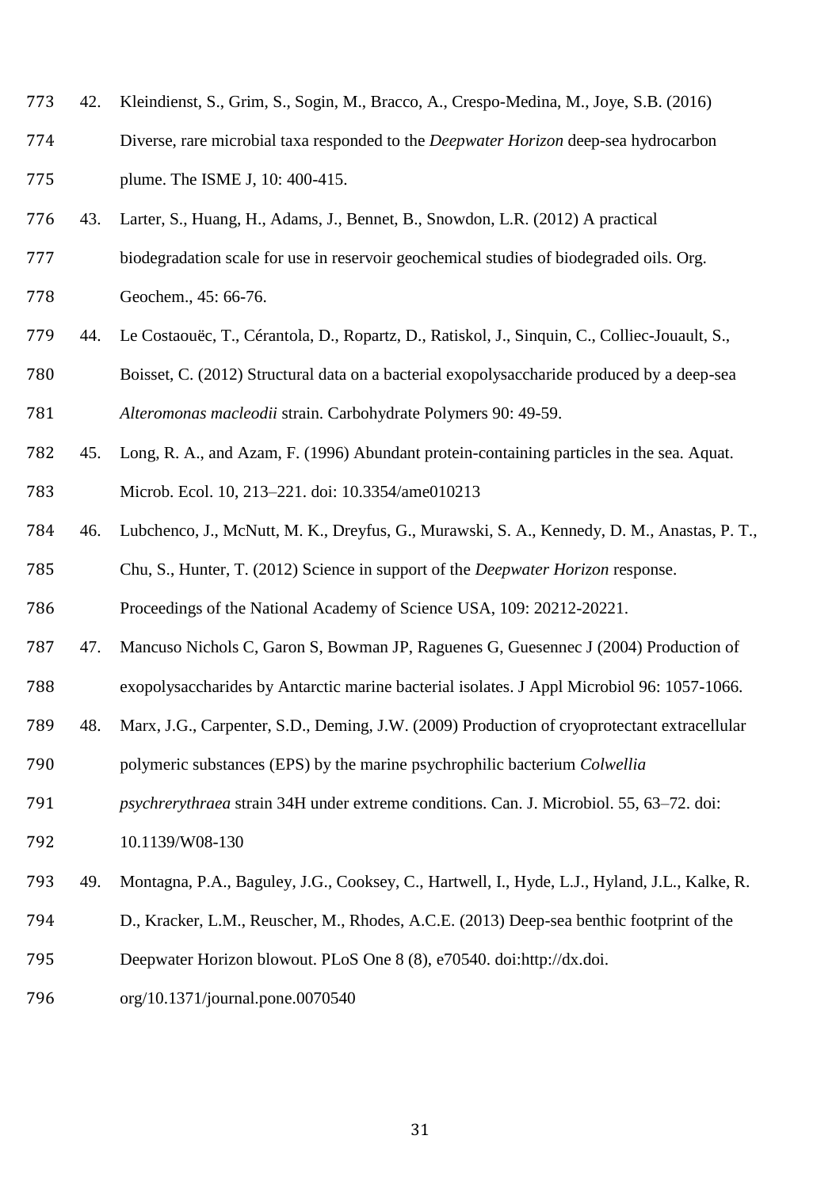42. Kleindienst, S., Grim, S., Sogin, M., Bracco, A., Crespo-Medina, M., Joye, S.B. (2016) Diverse, rare microbial taxa responded to the *Deepwater Horizon* deep-sea hydrocarbon plume. The ISME J, 10: 400-415.

43. Larter, S., Huang, H., Adams, J., Bennet, B., Snowdon, L.R. (2012) A practical biodegradation scale for use in reservoir geochemical studies of biodegraded oils. Org. Geochem., 45: 66-76.

44. Le Costaouëc, T., Cérantola, D., Ropartz, D., Ratiskol, J., Sinquin, C., Colliec-Jouault, S., Boisset, C. (2012) Structural data on a bacterial exopolysaccharide produced by a deep-sea *Alteromonas macleodii* strain. Carbohydrate Polymers 90: 49-59.

45. Long, R. A., and Azam, F. (1996) Abundant protein-containing particles in the sea. Aquat. Microb. Ecol. 10, 213–221. doi: 10.3354/ame010213

46. Lubchenco, J., McNutt, M. K., Dreyfus, G., Murawski, S. A., Kennedy, D. M., Anastas, P. T., Chu, S., Hunter, T. (2012) Science in support of the *Deepwater Horizon* response. Proceedings of the National Academy of Science USA, 109: 20212-20221.

47. Mancuso Nichols C, Garon S, Bowman JP, Raguenes G, Guesennec J (2004) Production of exopolysaccharides by Antarctic marine bacterial isolates. J Appl Microbiol 96: 1057-1066.

48. Marx, J.G., Carpenter, S.D., Deming, J.W. (2009) Production of cryoprotectant extracellular polymeric substances (EPS) by the marine psychrophilic bacterium *Colwellia psychrerythraea* strain 34H under extreme conditions. Can. J. Microbiol. 55, 63–72. doi: 10.1139/W08-130

49. Montagna, P.A., Baguley, J.G., Cooksey, C., Hartwell, I., Hyde, L.J., Hyland, J.L., Kalke, R. D., Kracker, L.M., Reuscher, M., Rhodes, A.C.E. (2013) Deep-sea benthic footprint of the Deepwater Horizon blowout. PLoS One 8 (8), e70540. doi:http://dx.doi. org/10.1371/journal.pone.0070540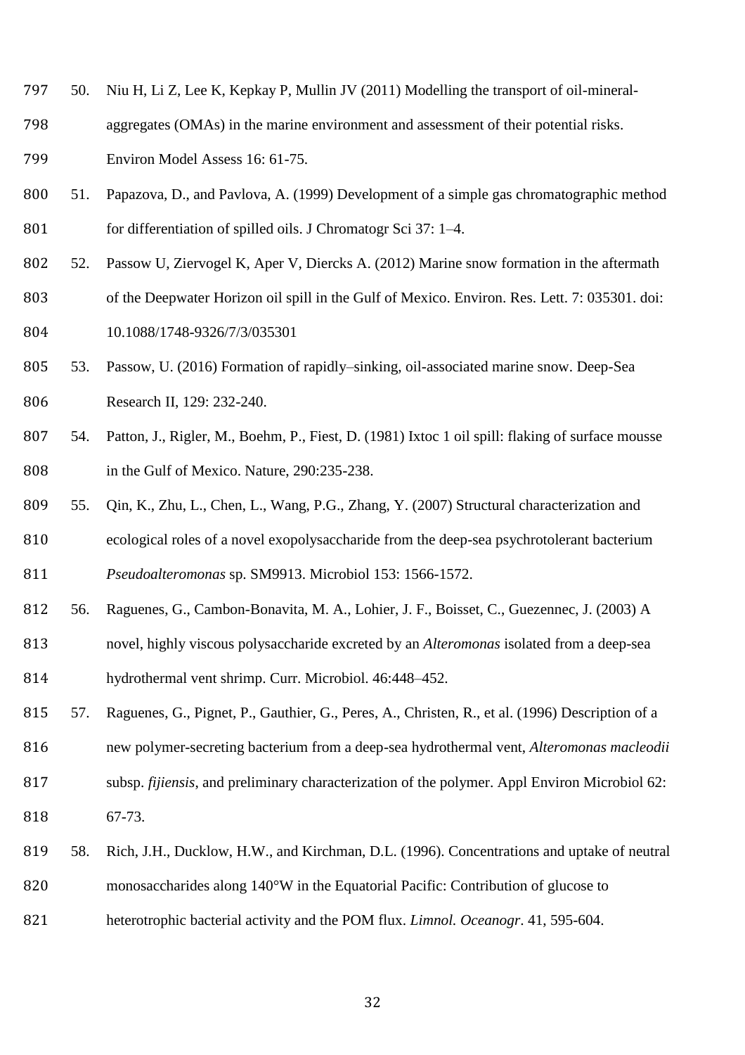50. Niu H, Li Z, Lee K, Kepkay P, Mullin JV (2011) Modelling the transport of oil-mineral-aggregates (OMAs) in the marine environment and assessment of their potential risks. Environ Model Assess 16: 61-75.
51. Papazova, D., and Pavlova, A. (1999) Development of a simple gas chromatographic method for differentiation of spilled oils. J Chromatogr Sci 37: 1–4.
52. Passow U, Ziervogel K, Aper V, Diercks A. (2012) Marine snow formation in the aftermath of the Deepwater Horizon oil spill in the Gulf of Mexico. Environ. Res. Lett. 7: 035301. doi: 10.1088/1748-9326/7/3/035301
53. Passow, U. (2016) Formation of rapidly–sinking, oil-associated marine snow. Deep-Sea Research II, 129: 232-240.
54. Patton, J., Rigler, M., Boehm, P., Fiest, D. (1981) Ixtoc 1 oil spill: flaking of surface mousse in the Gulf of Mexico. Nature, 290:235-238.
55. Qin, K., Zhu, L., Chen, L., Wang, P.G., Zhang, Y. (2007) Structural characterization and ecological roles of a novel exopolysaccharide from the deep-sea psychrotolerant bacterium *Pseudoalteromonas* sp. SM9913. Microbiol 153: 1566-1572.
56. Raguenes, G., Cambon-Bonavita, M. A., Lohier, J. F., Boisset, C., Guezennec, J. (2003) A novel, highly viscous polysaccharide excreted by an *Alteromonas* isolated from a deep-sea hydrothermal vent shrimp. Curr. Microbiol. 46:448–452.
57. Raguenes, G., Pignet, P., Gauthier, G., Peres, A., Christen, R., et al. (1996) Description of a new polymer-secreting bacterium from a deep-sea hydrothermal vent, *Alteromonas macleodii* subsp. *fijiensis*, and preliminary characterization of the polymer. Appl Environ Microbiol 62: 67-73.
58. Rich, J.H., Ducklow, H.W., and Kirchman, D.L. (1996). Concentrations and uptake of neutral monosaccharides along 140°W in the Equatorial Pacific: Contribution of glucose to heterotrophic bacterial activity and the POM flux. *Limnol. Oceanogr*. 41, 595-604.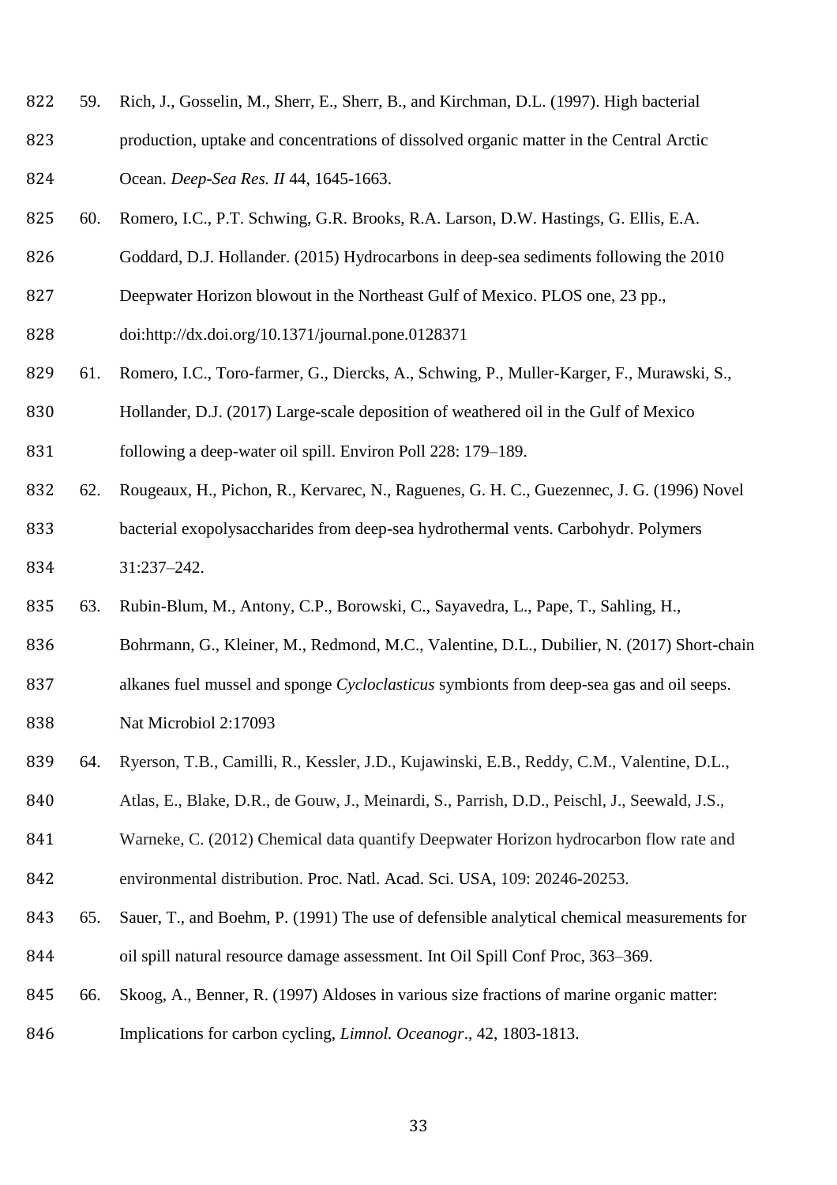59. Rich, J., Gosselin, M., Sherr, E., Sherr, B., and Kirchman, D.L. (1997). High bacterial production, uptake and concentrations of dissolved organic matter in the Central Arctic Ocean. *Deep-Sea Res. II* 44, 1645-1663.
60. Romero, I.C., P.T. Schwing, G.R. Brooks, R.A. Larson, D.W. Hastings, G. Ellis, E.A. Goddard, D.J. Hollander. (2015) Hydrocarbons in deep-sea sediments following the 2010 Deepwater Horizon blowout in the Northeast Gulf of Mexico. PLOS one, 23 pp., doi:http://dx.doi.org/10.1371/journal.pone.0128371
61. Romero, I.C., Toro-farmer, G., Diercks, A., Schwing, P., Muller-Karger, F., Murawski, S., Hollander, D.J. (2017) Large-scale deposition of weathered oil in the Gulf of Mexico following a deep-water oil spill. Environ Poll 228: 179–189.
62. Rougeaux, H., Pichon, R., Kervarec, N., Raguenes, G. H. C., Guezennec, J. G. (1996) Novel bacterial exopolysaccharides from deep-sea hydrothermal vents. Carbohydr. Polymers 31:237–242.
63. Rubin-Blum, M., Antony, C.P., Borowski, C., Sayavedra, L., Pape, T., Sahling, H., Bohrmann, G., Kleiner, M., Redmond, M.C., Valentine, D.L., Dubilier, N. (2017) Short-chain alkanes fuel mussel and sponge *Cycloclasticus* symbionts from deep-sea gas and oil seeps. Nat Microbiol 2:17093
64. Ryerson, T.B., Camilli, R., Kessler, J.D., Kujawinski, E.B., Reddy, C.M., Valentine, D.L., Atlas, E., Blake, D.R., de Gouw, J., Meinardi, S., Parrish, D.D., Peischl, J., Seewald, J.S., Warneke, C. (2012) Chemical data quantify Deepwater Horizon hydrocarbon flow rate and environmental distribution. Proc. Natl. Acad. Sci. USA, 109: 20246-20253.
65. Sauer, T., and Boehm, P. (1991) The use of defensible analytical chemical measurements for oil spill natural resource damage assessment. Int Oil Spill Conf Proc, 363–369.
66. Skoog, A., Benner, R. (1997) Aldoses in various size fractions of marine organic matter: Implications for carbon cycling, *Limnol. Oceanogr*., 42, 1803-1813.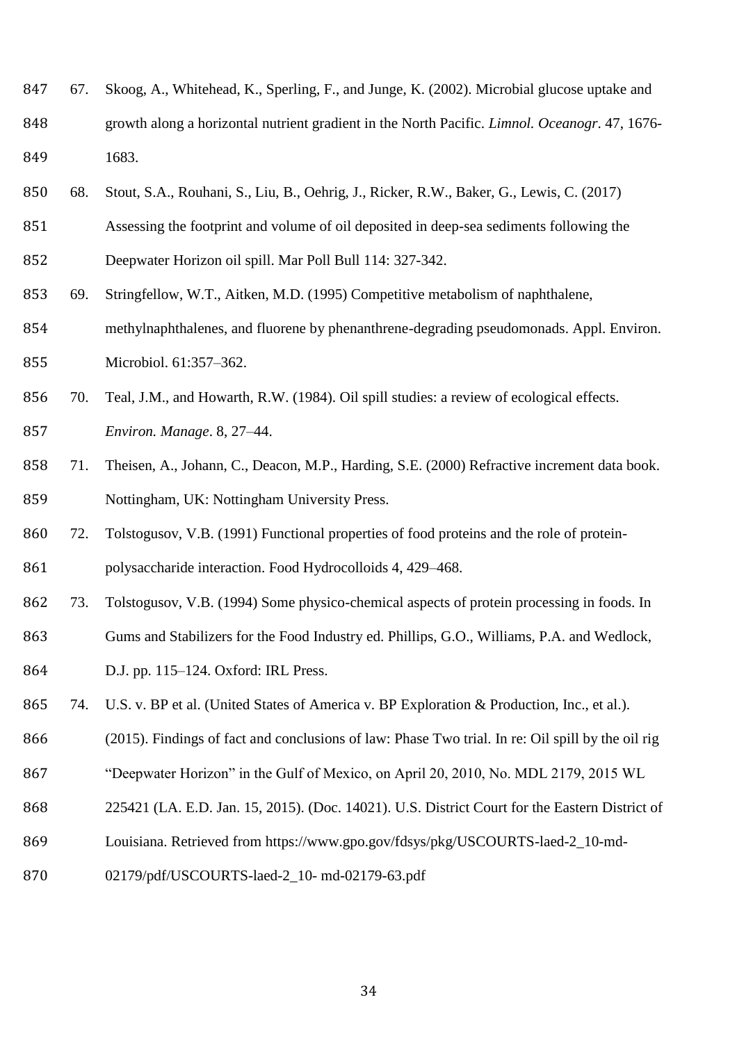67. Skoog, A., Whitehead, K., Sperling, F., and Junge, K. (2002). Microbial glucose uptake and growth along a horizontal nutrient gradient in the North Pacific. *Limnol. Oceanogr*. 47, 1676-1683.
68. Stout, S.A., Rouhani, S., Liu, B., Oehrig, J., Ricker, R.W., Baker, G., Lewis, C. (2017) Assessing the footprint and volume of oil deposited in deep-sea sediments following the Deepwater Horizon oil spill. Mar Poll Bull 114: 327-342.
69. Stringfellow, W.T., Aitken, M.D. (1995) Competitive metabolism of naphthalene, methylnaphthalenes, and fluorene by phenanthrene-degrading pseudomonads. Appl. Environ. Microbiol. 61:357–362.
70. Teal, J.M., and Howarth, R.W. (1984). Oil spill studies: a review of ecological effects. *Environ. Manage*. 8, 27–44.
71. Theisen, A., Johann, C., Deacon, M.P., Harding, S.E. (2000) Refractive increment data book. Nottingham, UK: Nottingham University Press.
72. Tolstogusov, V.B. (1991) Functional properties of food proteins and the role of protein-polysaccharide interaction. Food Hydrocolloids 4, 429–468.
73. Tolstogusov, V.B. (1994) Some physico-chemical aspects of protein processing in foods. In Gums and Stabilizers for the Food Industry ed. Phillips, G.O., Williams, P.A. and Wedlock, D.J. pp. 115–124. Oxford: IRL Press.
74. U.S. v. BP et al. (United States of America v. BP Exploration & Production, Inc., et al.). (2015). Findings of fact and conclusions of law: Phase Two trial. In re: Oil spill by the oil rig "Deepwater Horizon" in the Gulf of Mexico, on April 20, 2010, No. MDL 2179, 2015 WL 225421 (LA. E.D. Jan. 15, 2015). (Doc. 14021). U.S. District Court for the Eastern District of Louisiana. Retrieved from https://www.gpo.gov/fdsys/pkg/USCOURTS-laed-2_10-md-02179/pdf/USCOURTS-laed-2_10- md-02179-63.pdf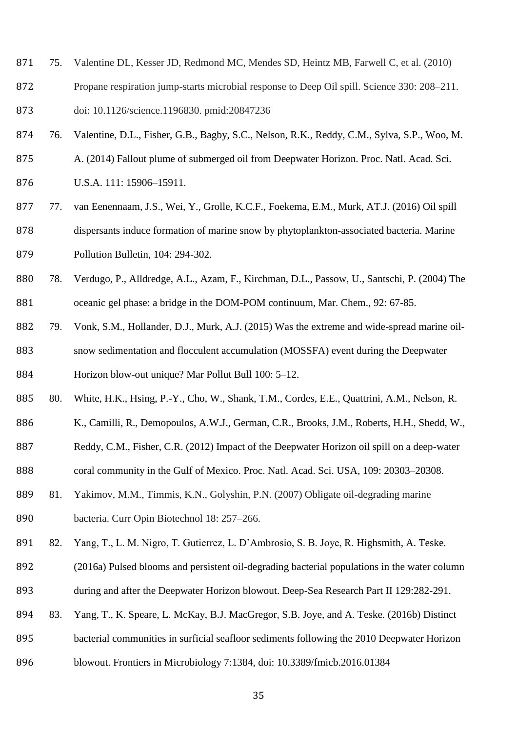75. Valentine DL, Kesser JD, Redmond MC, Mendes SD, Heintz MB, Farwell C, et al. (2010) Propane respiration jump-starts microbial response to Deep Oil spill. Science 330: 208–211. doi: 10.1126/science.1196830. pmid:20847236

76. Valentine, D.L., Fisher, G.B., Bagby, S.C., Nelson, R.K., Reddy, C.M., Sylva, S.P., Woo, M. A. (2014) Fallout plume of submerged oil from Deepwater Horizon. Proc. Natl. Acad. Sci. U.S.A. 111: 15906–15911.

77. van Eenennaam, J.S., Wei, Y., Grolle, K.C.F., Foekema, E.M., Murk, AT.J. (2016) Oil spill dispersants induce formation of marine snow by phytoplankton-associated bacteria. Marine Pollution Bulletin, 104: 294-302.

78. Verdugo, P., Alldredge, A.L., Azam, F., Kirchman, D.L., Passow, U., Santschi, P. (2004) The oceanic gel phase: a bridge in the DOM-POM continuum, Mar. Chem., 92: 67-85.

79. Vonk, S.M., Hollander, D.J., Murk, A.J. (2015) Was the extreme and wide-spread marine oil-snow sedimentation and flocculent accumulation (MOSSFA) event during the Deepwater Horizon blow-out unique? Mar Pollut Bull 100: 5–12.

80. White, H.K., Hsing, P.-Y., Cho, W., Shank, T.M., Cordes, E.E., Quattrini, A.M., Nelson, R. K., Camilli, R., Demopoulos, A.W.J., German, C.R., Brooks, J.M., Roberts, H.H., Shedd, W., Reddy, C.M., Fisher, C.R. (2012) Impact of the Deepwater Horizon oil spill on a deep-water coral community in the Gulf of Mexico. Proc. Natl. Acad. Sci. USA, 109: 20303–20308.

81. Yakimov, M.M., Timmis, K.N., Golyshin, P.N. (2007) Obligate oil-degrading marine bacteria. Curr Opin Biotechnol 18: 257–266.

82. Yang, T., L. M. Nigro, T. Gutierrez, L. D'Ambrosio, S. B. Joye, R. Highsmith, A. Teske. (2016a) Pulsed blooms and persistent oil-degrading bacterial populations in the water column during and after the Deepwater Horizon blowout. Deep-Sea Research Part II 129:282-291.

83. Yang, T., K. Speare, L. McKay, B.J. MacGregor, S.B. Joye, and A. Teske. (2016b) Distinct bacterial communities in surficial seafloor sediments following the 2010 Deepwater Horizon blowout. Frontiers in Microbiology 7:1384, doi: 10.3389/fmicb.2016.01384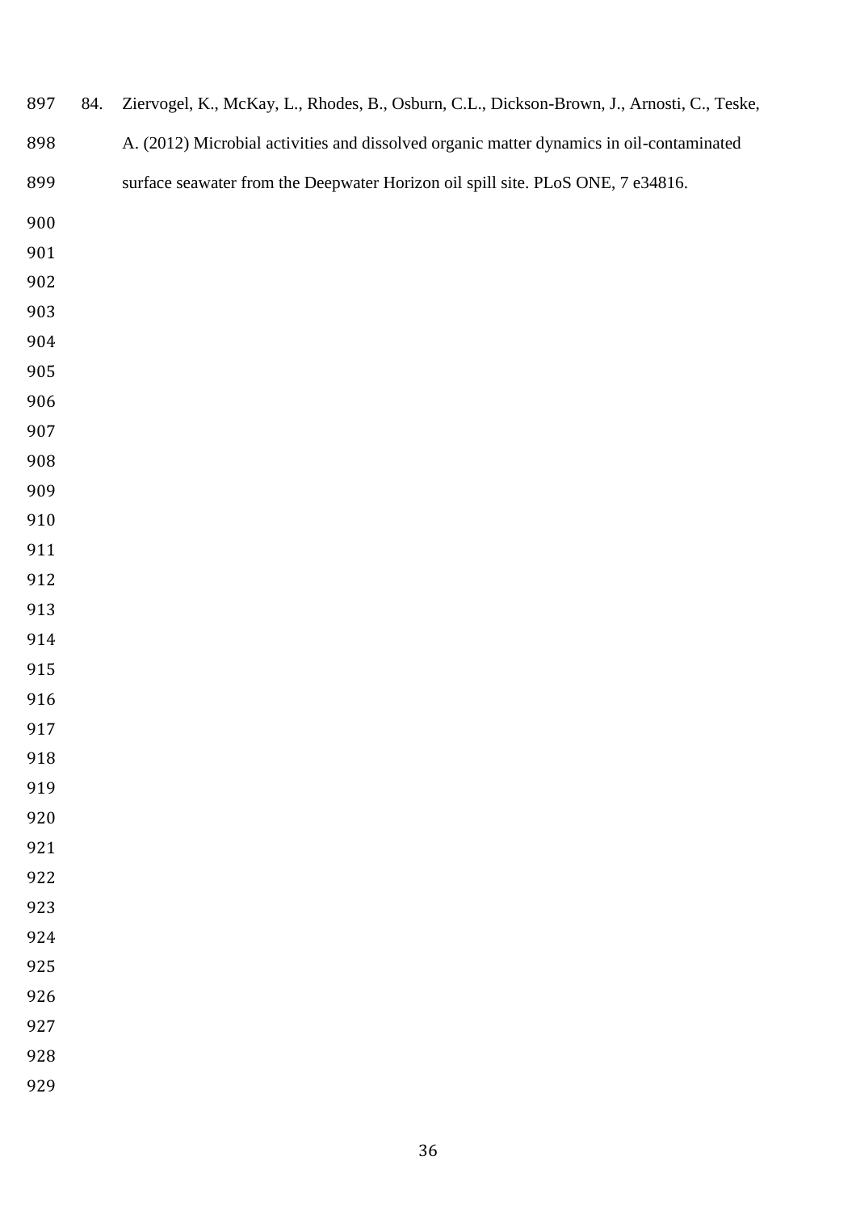84. Ziervogel, K., McKay, L., Rhodes, B., Osburn, C.L., Dickson-Brown, J., Arnosti, C., Teske, A. (2012) Microbial activities and dissolved organic matter dynamics in oil-contaminated surface seawater from the Deepwater Horizon oil spill site. PLoS ONE, 7 e34816.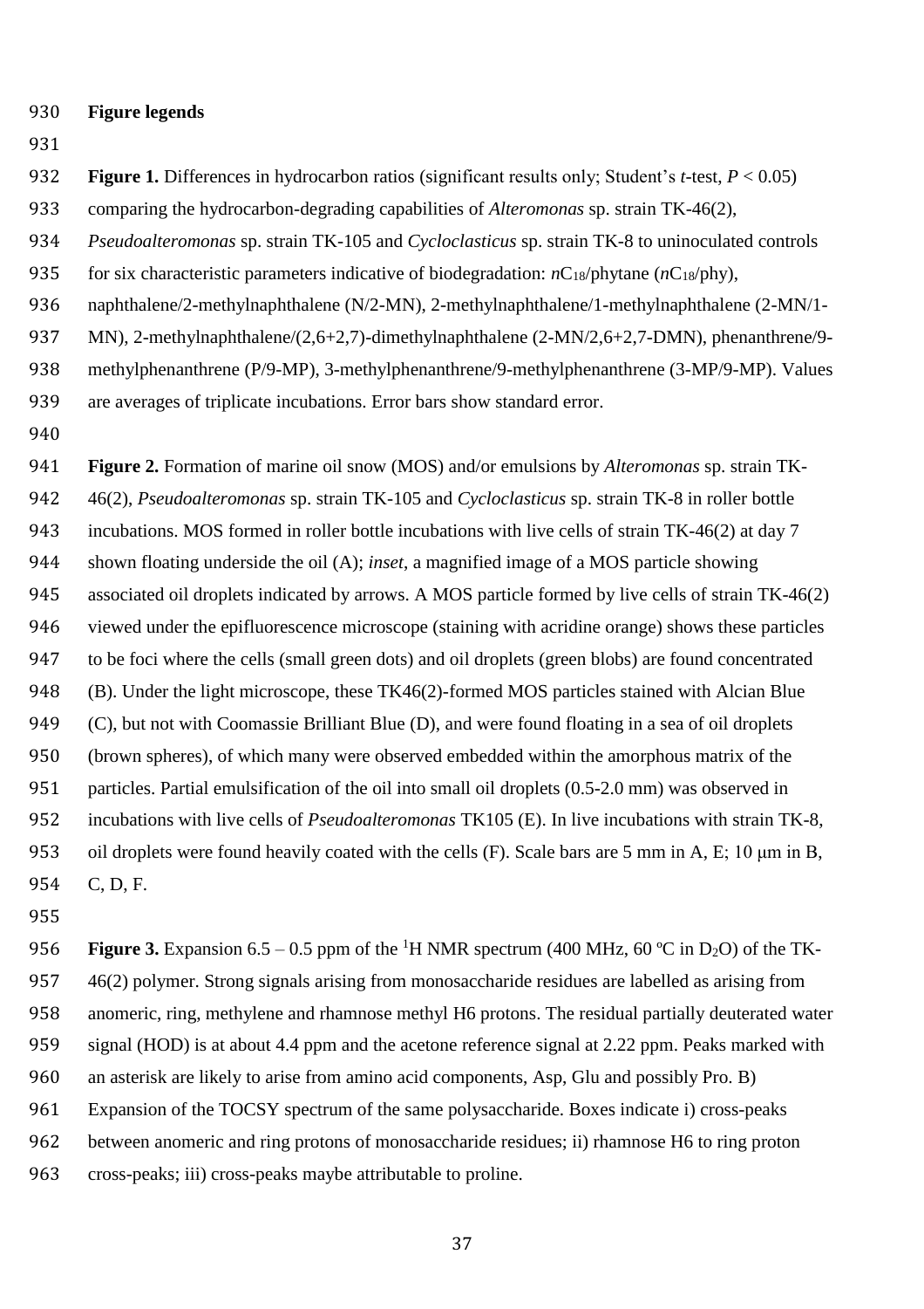**Figure legends**

**Figure 1.** Differences in hydrocarbon ratios (significant results only; Student's *t*-test, $P < 0.05$) comparing the hydrocarbon-degrading capabilities of *Alteromonas* sp. strain TK-46(2), *Pseudoalteromonas* sp. strain TK-105 and *Cycloclasticus* sp. strain TK-8 to uninoculated controls for six characteristic parameters indicative of biodegradation: $n$C$_{18}$/phytane ($n$C$_{18}$/phy), naphthalene/2-methylnaphthalene (N/2-MN), 2-methylnaphthalene/1-methylnaphthalene (2-MN/1-MN), 2-methylnaphthalene/(2,6+2,7)-dimethylnaphthalene (2-MN/2,6+2,7-DMN), phenanthrene/9-methylphenanthrene (P/9-MP), 3-methylphenanthrene/9-methylphenanthrene (3-MP/9-MP). Values are averages of triplicate incubations. Error bars show standard error.

**Figure 2.** Formation of marine oil snow (MOS) and/or emulsions by *Alteromonas* sp. strain TK-46(2), *Pseudoalteromonas* sp. strain TK-105 and *Cycloclasticus* sp. strain TK-8 in roller bottle incubations. MOS formed in roller bottle incubations with live cells of strain TK-46(2) at day 7 shown floating underside the oil (A); *inset*, a magnified image of a MOS particle showing associated oil droplets indicated by arrows. A MOS particle formed by live cells of strain TK-46(2) viewed under the epifluorescence microscope (staining with acridine orange) shows these particles to be foci where the cells (small green dots) and oil droplets (green blobs) are found concentrated (B). Under the light microscope, these TK46(2)-formed MOS particles stained with Alcian Blue (C), but not with Coomassie Brilliant Blue (D), and were found floating in a sea of oil droplets (brown spheres), of which many were observed embedded within the amorphous matrix of the particles. Partial emulsification of the oil into small oil droplets (0.5-2.0 mm) was observed in incubations with live cells of *Pseudoalteromonas* TK105 (E). In live incubations with strain TK-8, oil droplets were found heavily coated with the cells (F). Scale bars are 5 mm in A, E; 10 μm in B, C, D, F.

**Figure 3.** Expansion 6.5 – 0.5 ppm of the $^1$H NMR spectrum (400 MHz, 60 ºC in $D_2O$) of the TK-46(2) polymer. Strong signals arising from monosaccharide residues are labelled as arising from anomeric, ring, methylene and rhamnose methyl H6 protons. The residual partially deuterated water signal (HOD) is at about 4.4 ppm and the acetone reference signal at 2.22 ppm. Peaks marked with an asterisk are likely to arise from amino acid components, Asp, Glu and possibly Pro. B) Expansion of the TOCSY spectrum of the same polysaccharide. Boxes indicate i) cross-peaks between anomeric and ring protons of monosaccharide residues; ii) rhamnose H6 to ring proton cross-peaks; iii) cross-peaks maybe attributable to proline.